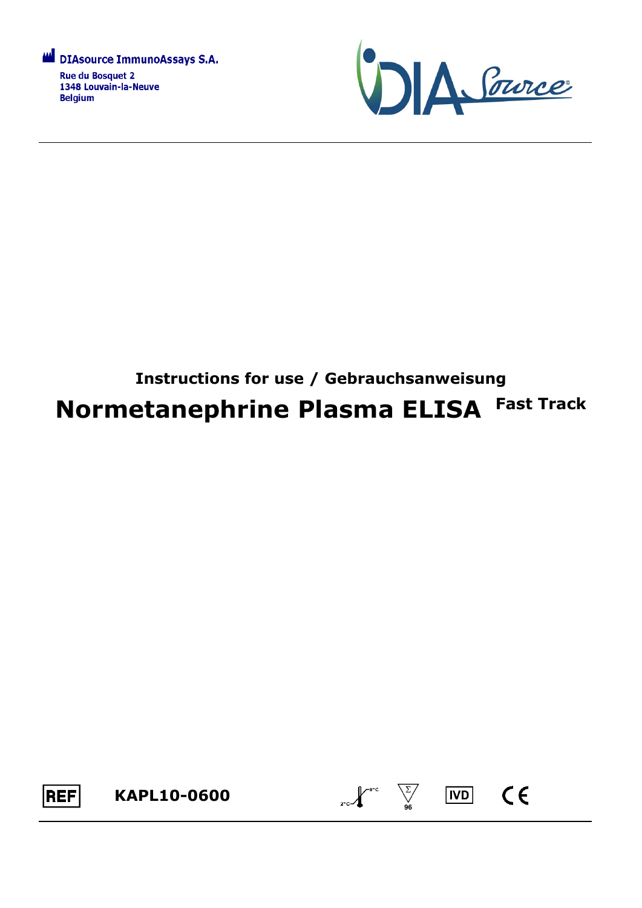DIAsource ImmunoAssays S.A.
Rue du Bosquet 2
1348 Louvain-la-Neuve
Belgium

DIA Source®

**Instructions for use / Gebrauchsanweisung**

# Normetanephrine Plasma ELISA Fast Track

REF **KAPL10-0600**

2°C–8°C 96 IVD CE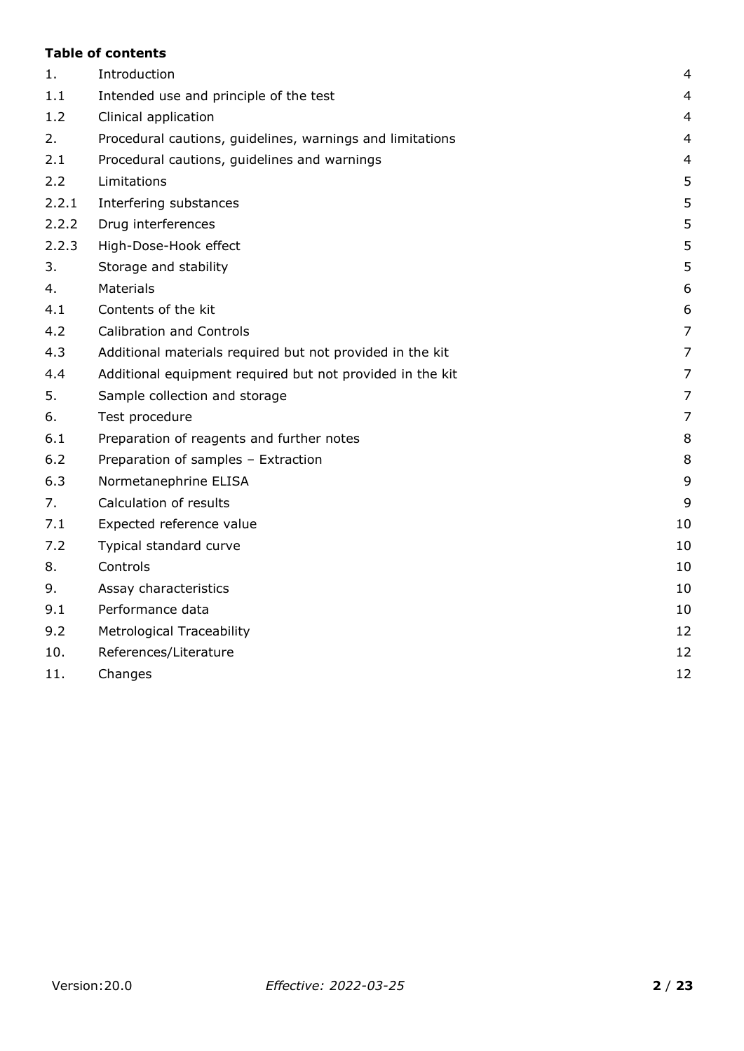**Table of contents**

| | | |
|---|---|---|
| 1. | Introduction | 4 |
| 1.1 | Intended use and principle of the test | 4 |
| 1.2 | Clinical application | 4 |
| 2. | Procedural cautions, guidelines, warnings and limitations | 4 |
| 2.1 | Procedural cautions, guidelines and warnings | 4 |
| 2.2 | Limitations | 5 |
| 2.2.1 | Interfering substances | 5 |
| 2.2.2 | Drug interferences | 5 |
| 2.2.3 | High-Dose-Hook effect | 5 |
| 3. | Storage and stability | 5 |
| 4. | Materials | 6 |
| 4.1 | Contents of the kit | 6 |
| 4.2 | Calibration and Controls | 7 |
| 4.3 | Additional materials required but not provided in the kit | 7 |
| 4.4 | Additional equipment required but not provided in the kit | 7 |
| 5. | Sample collection and storage | 7 |
| 6. | Test procedure | 7 |
| 6.1 | Preparation of reagents and further notes | 8 |
| 6.2 | Preparation of samples – Extraction | 8 |
| 6.3 | Normetanephrine ELISA | 9 |
| 7. | Calculation of results | 9 |
| 7.1 | Expected reference value | 10 |
| 7.2 | Typical standard curve | 10 |
| 8. | Controls | 10 |
| 9. | Assay characteristics | 10 |
| 9.1 | Performance data | 10 |
| 9.2 | Metrological Traceability | 12 |
| 10. | References/Literature | 12 |
| 11. | Changes | 12 |

Version: 20.0 *Effective: 2022-03-25*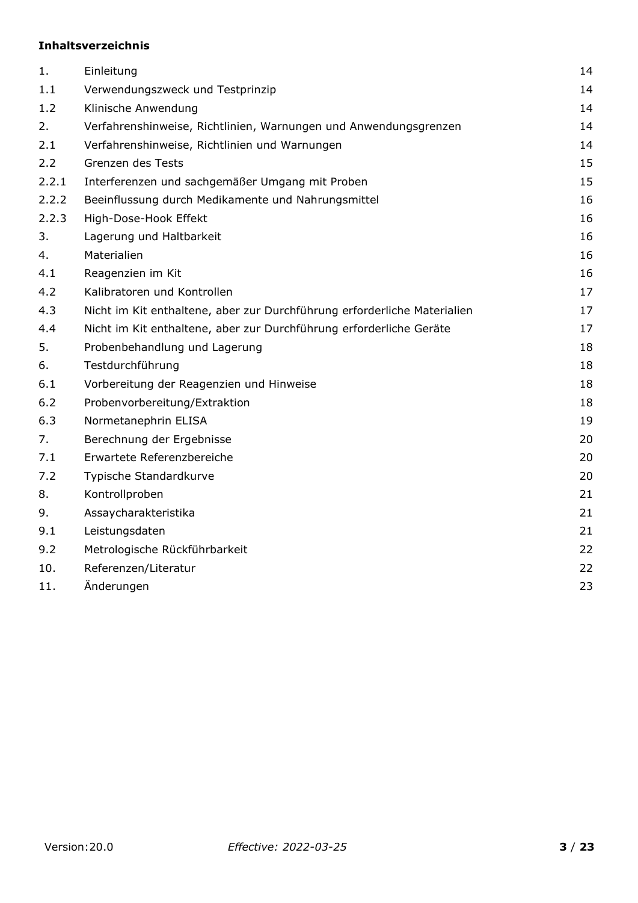**Inhaltsverzeichnis**

| | | |
|---|---|---|
| 1. | Einleitung | 14 |
| 1.1 | Verwendungszweck und Testprinzip | 14 |
| 1.2 | Klinische Anwendung | 14 |
| 2. | Verfahrenshinweise, Richtlinien, Warnungen und Anwendungsgrenzen | 14 |
| 2.1 | Verfahrenshinweise, Richtlinien und Warnungen | 14 |
| 2.2 | Grenzen des Tests | 15 |
| 2.2.1 | Interferenzen und sachgemäßer Umgang mit Proben | 15 |
| 2.2.2 | Beeinflussung durch Medikamente und Nahrungsmittel | 16 |
| 2.2.3 | High-Dose-Hook Effekt | 16 |
| 3. | Lagerung und Haltbarkeit | 16 |
| 4. | Materialien | 16 |
| 4.1 | Reagenzien im Kit | 16 |
| 4.2 | Kalibratoren und Kontrollen | 17 |
| 4.3 | Nicht im Kit enthaltene, aber zur Durchführung erforderliche Materialien | 17 |
| 4.4 | Nicht im Kit enthaltene, aber zur Durchführung erforderliche Geräte | 17 |
| 5. | Probenbehandlung und Lagerung | 18 |
| 6. | Testdurchführung | 18 |
| 6.1 | Vorbereitung der Reagenzien und Hinweise | 18 |
| 6.2 | Probenvorbereitung/Extraktion | 18 |
| 6.3 | Normetanephrin ELISA | 19 |
| 7. | Berechnung der Ergebnisse | 20 |
| 7.1 | Erwartete Referenzbereiche | 20 |
| 7.2 | Typische Standardkurve | 20 |
| 8. | Kontrollproben | 21 |
| 9. | Assaycharakteristika | 21 |
| 9.1 | Leistungsdaten | 21 |
| 9.2 | Metrologische Rückführbarkeit | 22 |
| 10. | Referenzen/Literatur | 22 |
| 11. | Änderungen | 23 |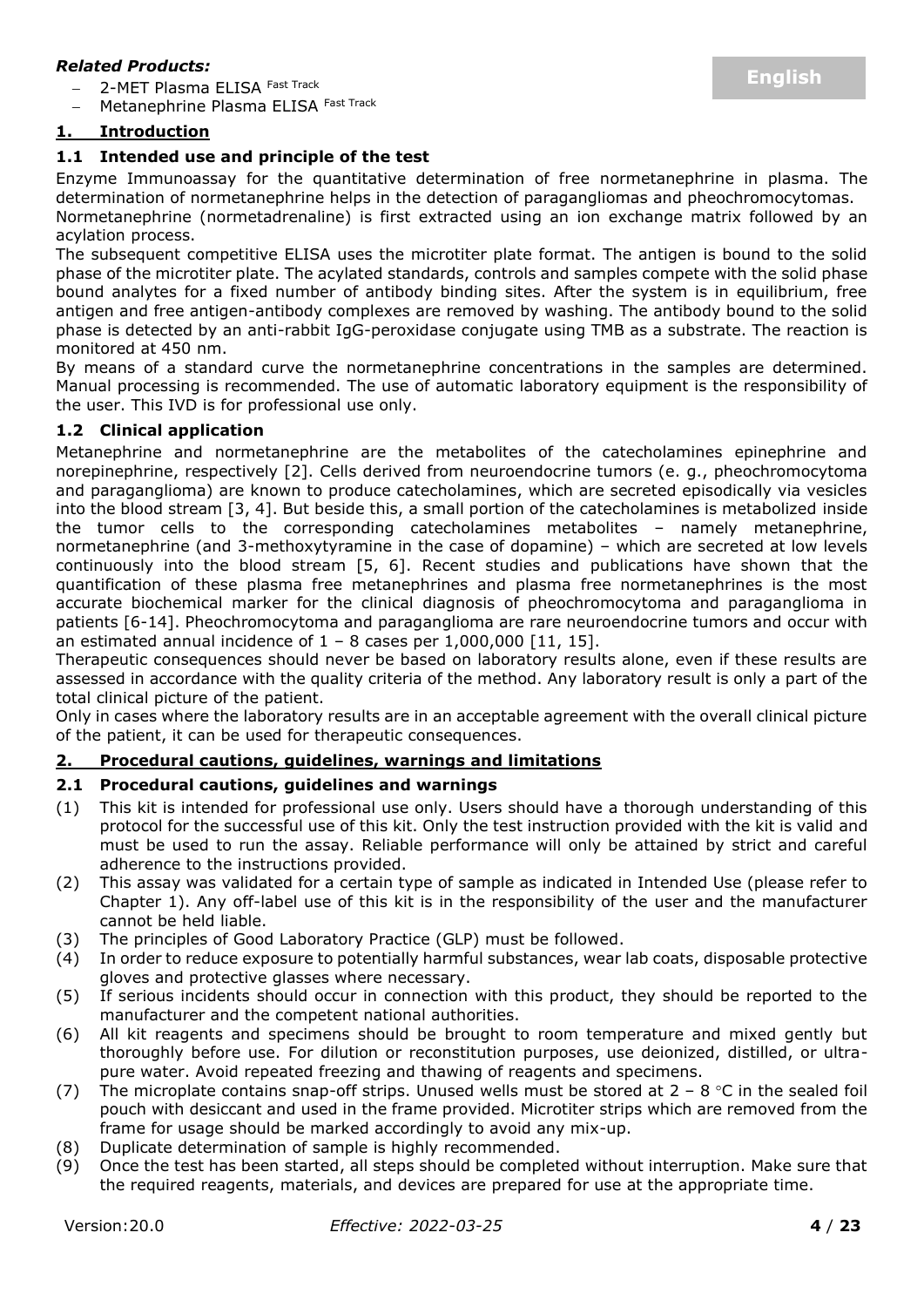***Related Products:***

- 2-MET Plasma ELISA Fast Track
- Metanephrine Plasma ELISA Fast Track

English

## 1. Introduction

### 1.1 Intended use and principle of the test

Enzyme Immunoassay for the quantitative determination of free normetanephrine in plasma. The determination of normetanephrine helps in the detection of paragangliomas and pheochromocytomas.
Normetanephrine (normetadrenaline) is first extracted using an ion exchange matrix followed by an acylation process.

The subsequent competitive ELISA uses the microtiter plate format. The antigen is bound to the solid phase of the microtiter plate. The acylated standards, controls and samples compete with the solid phase bound analytes for a fixed number of antibody binding sites. After the system is in equilibrium, free antigen and free antigen-antibody complexes are removed by washing. The antibody bound to the solid phase is detected by an anti-rabbit IgG-peroxidase conjugate using TMB as a substrate. The reaction is monitored at 450 nm.

By means of a standard curve the normetanephrine concentrations in the samples are determined. Manual processing is recommended. The use of automatic laboratory equipment is the responsibility of the user. This IVD is for professional use only.

### 1.2 Clinical application

Metanephrine and normetanephrine are the metabolites of the catecholamines epinephrine and norepinephrine, respectively [2]. Cells derived from neuroendocrine tumors (e. g., pheochromocytoma and paraganglioma) are known to produce catecholamines, which are secreted episodically via vesicles into the blood stream [3, 4]. But beside this, a small portion of the catecholamines is metabolized inside the tumor cells to the corresponding catecholamines metabolites – namely metanephrine, normetanephrine (and 3-methoxytyramine in the case of dopamine) – which are secreted at low levels continuously into the blood stream [5, 6]. Recent studies and publications have shown that the quantification of these plasma free metanephrines and plasma free normetanephrines is the most accurate biochemical marker for the clinical diagnosis of pheochromocytoma and paraganglioma in patients [6-14]. Pheochromocytoma and paraganglioma are rare neuroendocrine tumors and occur with an estimated annual incidence of 1 – 8 cases per 1,000,000 [11, 15].

Therapeutic consequences should never be based on laboratory results alone, even if these results are assessed in accordance with the quality criteria of the method. Any laboratory result is only a part of the total clinical picture of the patient.

Only in cases where the laboratory results are in an acceptable agreement with the overall clinical picture of the patient, it can be used for therapeutic consequences.

## 2. Procedural cautions, guidelines, warnings and limitations

### 2.1 Procedural cautions, guidelines and warnings

(1) This kit is intended for professional use only. Users should have a thorough understanding of this protocol for the successful use of this kit. Only the test instruction provided with the kit is valid and must be used to run the assay. Reliable performance will only be attained by strict and careful adherence to the instructions provided.

(2) This assay was validated for a certain type of sample as indicated in Intended Use (please refer to Chapter 1). Any off-label use of this kit is in the responsibility of the user and the manufacturer cannot be held liable.

(3) The principles of Good Laboratory Practice (GLP) must be followed.

(4) In order to reduce exposure to potentially harmful substances, wear lab coats, disposable protective gloves and protective glasses where necessary.

(5) If serious incidents should occur in connection with this product, they should be reported to the manufacturer and the competent national authorities.

(6) All kit reagents and specimens should be brought to room temperature and mixed gently but thoroughly before use. For dilution or reconstitution purposes, use deionized, distilled, or ultra-pure water. Avoid repeated freezing and thawing of reagents and specimens.

(7) The microplate contains snap-off strips. Unused wells must be stored at 2 – 8 °C in the sealed foil pouch with desiccant and used in the frame provided. Microtiter strips which are removed from the frame for usage should be marked accordingly to avoid any mix-up.

(8) Duplicate determination of sample is highly recommended.

(9) Once the test has been started, all steps should be completed without interruption. Make sure that the required reagents, materials, and devices are prepared for use at the appropriate time.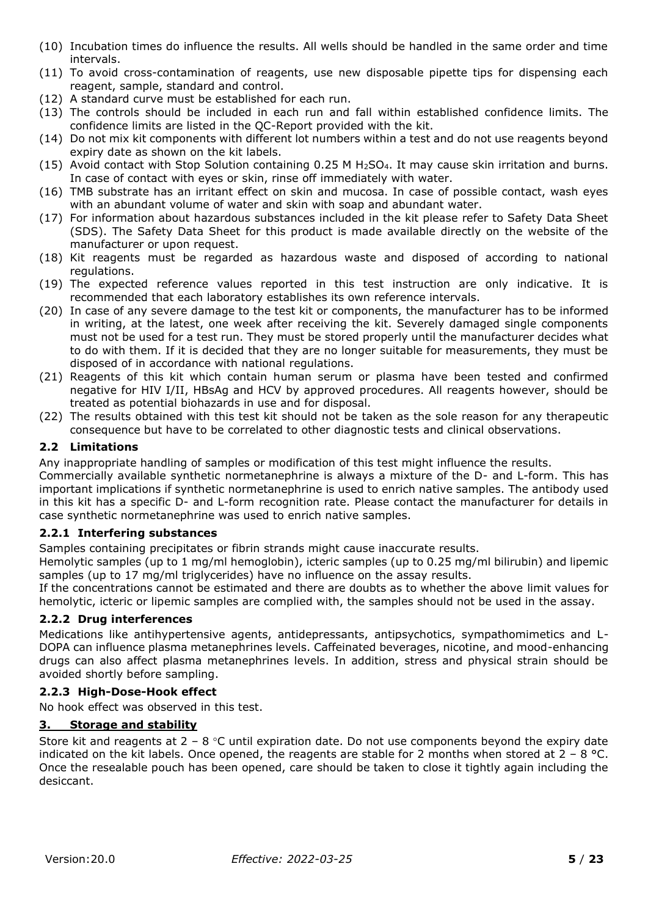(10) Incubation times do influence the results. All wells should be handled in the same order and time intervals.

(11) To avoid cross-contamination of reagents, use new disposable pipette tips for dispensing each reagent, sample, standard and control.

(12) A standard curve must be established for each run.

(13) The controls should be included in each run and fall within established confidence limits. The confidence limits are listed in the QC-Report provided with the kit.

(14) Do not mix kit components with different lot numbers within a test and do not use reagents beyond expiry date as shown on the kit labels.

(15) Avoid contact with Stop Solution containing 0.25 M $H_2SO_4$. It may cause skin irritation and burns. In case of contact with eyes or skin, rinse off immediately with water.

(16) TMB substrate has an irritant effect on skin and mucosa. In case of possible contact, wash eyes with an abundant volume of water and skin with soap and abundant water.

(17) For information about hazardous substances included in the kit please refer to Safety Data Sheet (SDS). The Safety Data Sheet for this product is made available directly on the website of the manufacturer or upon request.

(18) Kit reagents must be regarded as hazardous waste and disposed of according to national regulations.

(19) The expected reference values reported in this test instruction are only indicative. It is recommended that each laboratory establishes its own reference intervals.

(20) In case of any severe damage to the test kit or components, the manufacturer has to be informed in writing, at the latest, one week after receiving the kit. Severely damaged single components must not be used for a test run. They must be stored properly until the manufacturer decides what to do with them. If it is decided that they are no longer suitable for measurements, they must be disposed of in accordance with national regulations.

(21) Reagents of this kit which contain human serum or plasma have been tested and confirmed negative for HIV I/II, HBsAg and HCV by approved procedures. All reagents however, should be treated as potential biohazards in use and for disposal.

(22) The results obtained with this test kit should not be taken as the sole reason for any therapeutic consequence but have to be correlated to other diagnostic tests and clinical observations.

### 2.2 Limitations

Any inappropriate handling of samples or modification of this test might influence the results.

Commercially available synthetic normetanephrine is always a mixture of the D- and L-form. This has important implications if synthetic normetanephrine is used to enrich native samples. The antibody used in this kit has a specific D- and L-form recognition rate. Please contact the manufacturer for details in case synthetic normetanephrine was used to enrich native samples.

#### 2.2.1 Interfering substances

Samples containing precipitates or fibrin strands might cause inaccurate results.

Hemolytic samples (up to 1 mg/ml hemoglobin), icteric samples (up to 0.25 mg/ml bilirubin) and lipemic samples (up to 17 mg/ml triglycerides) have no influence on the assay results.

If the concentrations cannot be estimated and there are doubts as to whether the above limit values for hemolytic, icteric or lipemic samples are complied with, the samples should not be used in the assay.

#### 2.2.2 Drug interferences

Medications like antihypertensive agents, antidepressants, antipsychotics, sympathomimetics and L-DOPA can influence plasma metanephrines levels. Caffeinated beverages, nicotine, and mood-enhancing drugs can also affect plasma metanephrines levels. In addition, stress and physical strain should be avoided shortly before sampling.

#### 2.2.3 High-Dose-Hook effect

No hook effect was observed in this test.

## 3. Storage and stability

Store kit and reagents at 2 – 8 °C until expiration date. Do not use components beyond the expiry date indicated on the kit labels. Once opened, the reagents are stable for 2 months when stored at 2 – 8 °C. Once the resealable pouch has been opened, care should be taken to close it tightly again including the desiccant.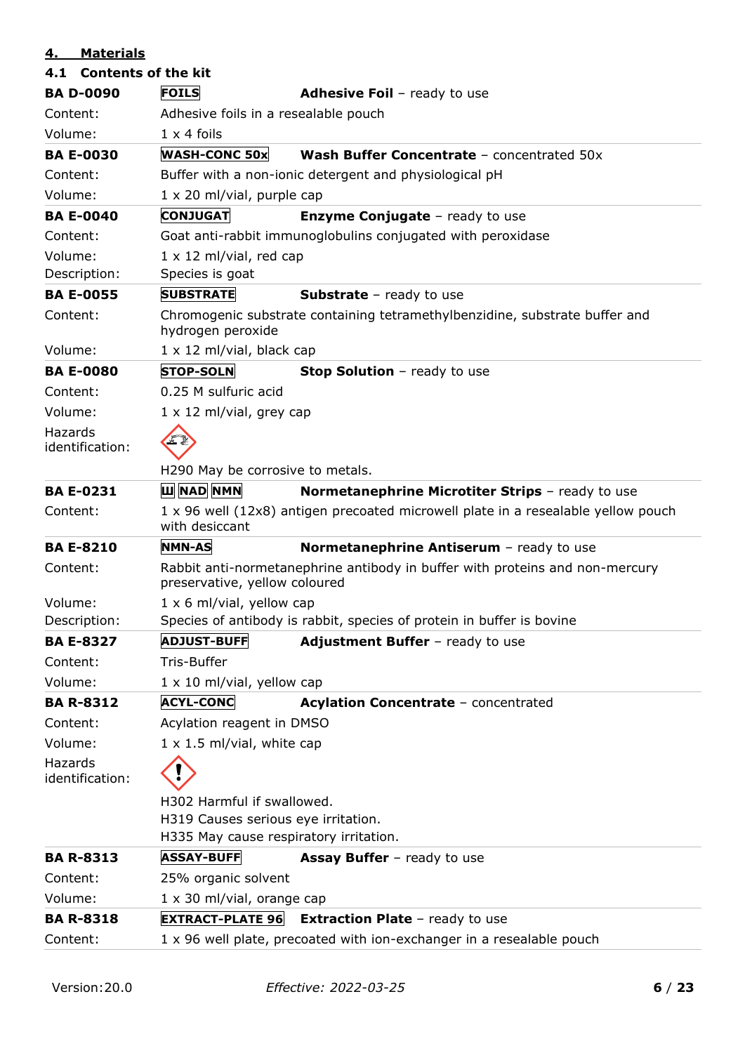## 4. Materials

### 4.1 Contents of the kit

**BA D-0090** FOILS **Adhesive Foil** – ready to use

Content: Adhesive foils in a resealable pouch

Volume: 1 x 4 foils

---

**BA E-0030** WASH-CONC 50x **Wash Buffer Concentrate** – concentrated 50x

Content: Buffer with a non-ionic detergent and physiological pH

Volume: 1 x 20 ml/vial, purple cap

---

**BA E-0040** CONJUGAT **Enzyme Conjugate** – ready to use

Content: Goat anti-rabbit immunoglobulins conjugated with peroxidase

Volume: 1 x 12 ml/vial, red cap

Description: Species is goat

---

**BA E-0055** SUBSTRATE **Substrate** – ready to use

Content: Chromogenic substrate containing tetramethylbenzidine, substrate buffer and hydrogen peroxide

Volume: 1 x 12 ml/vial, black cap

---

**BA E-0080** STOP-SOLN **Stop Solution** – ready to use

Content: 0.25 M sulfuric acid

Volume: 1 x 12 ml/vial, grey cap

Hazards identification:

H290 May be corrosive to metals.

---

**BA E-0231** Ш NAD NMN **Normetanephrine Microtiter Strips** – ready to use

Content: 1 x 96 well (12x8) antigen precoated microwell plate in a resealable yellow pouch with desiccant

---

**BA E-8210** NMN-AS **Normetanephrine Antiserum** – ready to use

Content: Rabbit anti-normetanephrine antibody in buffer with proteins and non-mercury preservative, yellow coloured

Volume: 1 x 6 ml/vial, yellow cap

Description: Species of antibody is rabbit, species of protein in buffer is bovine

---

**BA E-8327** ADJUST-BUFF **Adjustment Buffer** – ready to use

Content: Tris-Buffer

Volume: 1 x 10 ml/vial, yellow cap

---

**BA R-8312** ACYL-CONC **Acylation Concentrate** – concentrated

Content: Acylation reagent in DMSO

Volume: 1 x 1.5 ml/vial, white cap

Hazards identification:

H302 Harmful if swallowed.
H319 Causes serious eye irritation.
H335 May cause respiratory irritation.

---

**BA R-8313** ASSAY-BUFF **Assay Buffer** – ready to use

Content: 25% organic solvent

Volume: 1 x 30 ml/vial, orange cap

---

**BA R-8318** EXTRACT-PLATE 96 **Extraction Plate** – ready to use

Content: 1 x 96 well plate, precoated with ion-exchanger in a resealable pouch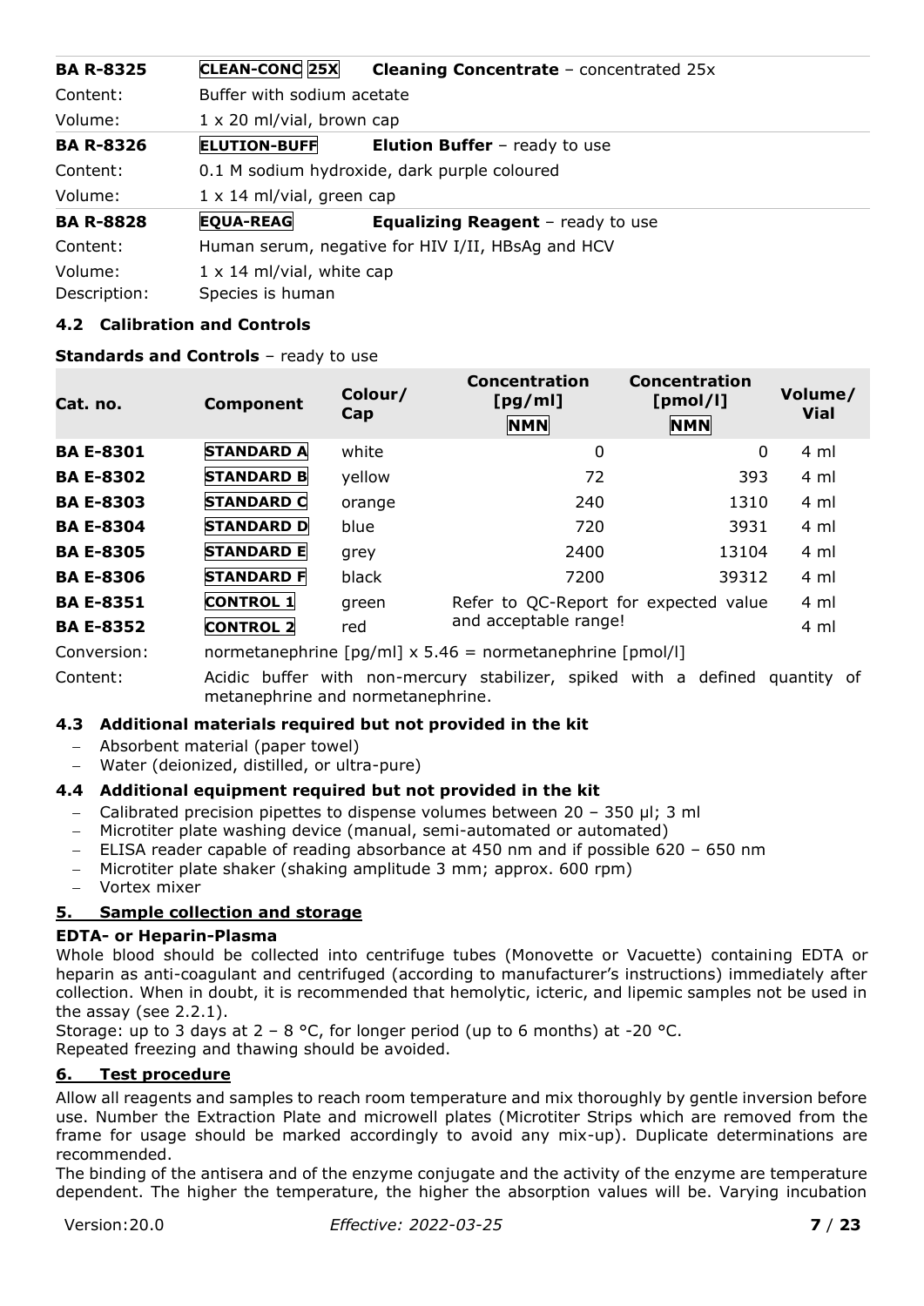| | | |
|---|---|---|
| **BA R-8325** | CLEAN-CONC 25X | **Cleaning Concentrate** – concentrated 25x |
| Content: | Buffer with sodium acetate | |
| Volume: | 1 x 20 ml/vial, brown cap | |
| **BA R-8326** | ELUTION-BUFF | **Elution Buffer** – ready to use |
| Content: | 0.1 M sodium hydroxide, dark purple coloured | |
| Volume: | 1 x 14 ml/vial, green cap | |
| **BA R-8828** | EQUA-REAG | **Equalizing Reagent** – ready to use |
| Content: | Human serum, negative for HIV I/II, HBsAg and HCV | |
| Volume: | 1 x 14 ml/vial, white cap | |
| Description: | Species is human | |

### 4.2 Calibration and Controls

**Standards and Controls** – ready to use

| Cat. no. | Component | Colour/ Cap | Concentration [pg/ml] NMN | Concentration [pmol/l] NMN | Volume/ Vial |
|---|---|---|---|---|---|
| **BA E-8301** | STANDARD A | white | 0 | 0 | 4 ml |
| **BA E-8302** | STANDARD B | yellow | 72 | 393 | 4 ml |
| **BA E-8303** | STANDARD C | orange | 240 | 1310 | 4 ml |
| **BA E-8304** | STANDARD D | blue | 720 | 3931 | 4 ml |
| **BA E-8305** | STANDARD E | grey | 2400 | 13104 | 4 ml |
| **BA E-8306** | STANDARD F | black | 7200 | 39312 | 4 ml |
| **BA E-8351** | CONTROL 1 | green | Refer to QC-Report for expected value and acceptable range! | | 4 ml |
| **BA E-8352** | CONTROL 2 | red | | | 4 ml |

Conversion: normetanephrine [pg/ml] x 5.46 = normetanephrine [pmol/l]

Content: Acidic buffer with non-mercury stabilizer, spiked with a defined quantity of metanephrine and normetanephrine.

### 4.3 Additional materials required but not provided in the kit

- Absorbent material (paper towel)
- Water (deionized, distilled, or ultra-pure)

### 4.4 Additional equipment required but not provided in the kit

- Calibrated precision pipettes to dispense volumes between 20 – 350 µl; 3 ml
- Microtiter plate washing device (manual, semi-automated or automated)
- ELISA reader capable of reading absorbance at 450 nm and if possible 620 – 650 nm
- Microtiter plate shaker (shaking amplitude 3 mm; approx. 600 rpm)
- Vortex mixer

## 5. Sample collection and storage

**EDTA- or Heparin-Plasma**

Whole blood should be collected into centrifuge tubes (Monovette or Vacuette) containing EDTA or heparin as anti-coagulant and centrifuged (according to manufacturer's instructions) immediately after collection. When in doubt, it is recommended that hemolytic, icteric, and lipemic samples not be used in the assay (see 2.2.1).

Storage: up to 3 days at 2 – 8 °C, for longer period (up to 6 months) at -20 °C.
Repeated freezing and thawing should be avoided.

## 6. Test procedure

Allow all reagents and samples to reach room temperature and mix thoroughly by gentle inversion before use. Number the Extraction Plate and microwell plates (Microtiter Strips which are removed from the frame for usage should be marked accordingly to avoid any mix-up). Duplicate determinations are recommended.

The binding of the antisera and of the enzyme conjugate and the activity of the enzyme are temperature dependent. The higher the temperature, the higher the absorption values will be. Varying incubation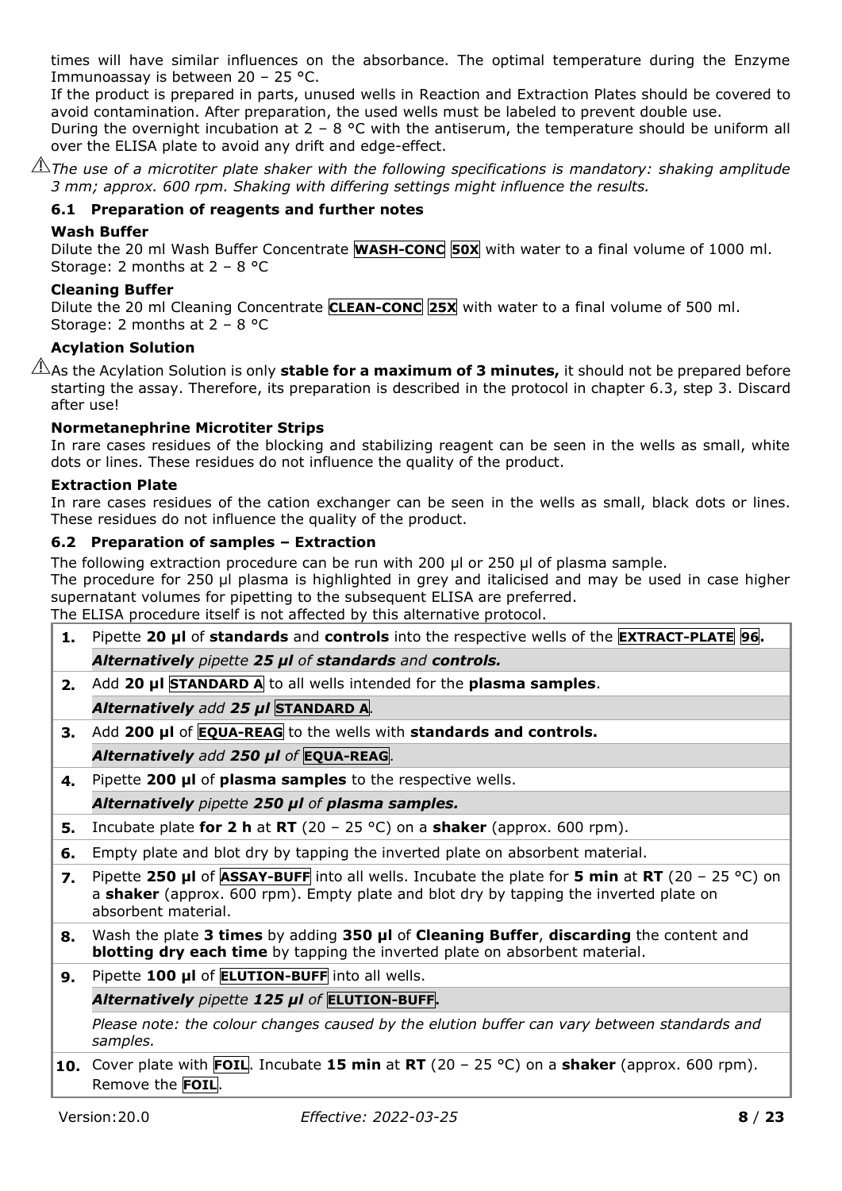times will have similar influences on the absorbance. The optimal temperature during the Enzyme Immunoassay is between 20 – 25 °C.

If the product is prepared in parts, unused wells in Reaction and Extraction Plates should be covered to avoid contamination. After preparation, the used wells must be labeled to prevent double use.

During the overnight incubation at 2 – 8 °C with the antiserum, the temperature should be uniform all over the ELISA plate to avoid any drift and edge-effect.

⚠ *The use of a microtiter plate shaker with the following specifications is mandatory: shaking amplitude 3 mm; approx. 600 rpm. Shaking with differing settings might influence the results.*

### 6.1 Preparation of reagents and further notes

**Wash Buffer**

Dilute the 20 ml Wash Buffer Concentrate **WASH-CONC** **50X** with water to a final volume of 1000 ml.
Storage: 2 months at 2 – 8 °C

**Cleaning Buffer**

Dilute the 20 ml Cleaning Concentrate **CLEAN-CONC** **25X** with water to a final volume of 500 ml.
Storage: 2 months at 2 – 8 °C

**Acylation Solution**

⚠ As the Acylation Solution is only **stable for a maximum of 3 minutes,** it should not be prepared before starting the assay. Therefore, its preparation is described in the protocol in chapter 6.3, step 3. Discard after use!

**Normetanephrine Microtiter Strips**

In rare cases residues of the blocking and stabilizing reagent can be seen in the wells as small, white dots or lines. These residues do not influence the quality of the product.

**Extraction Plate**

In rare cases residues of the cation exchanger can be seen in the wells as small, black dots or lines. These residues do not influence the quality of the product.

### 6.2 Preparation of samples – Extraction

The following extraction procedure can be run with 200 µl or 250 µl of plasma sample.
The procedure for 250 µl plasma is highlighted in grey and italicised and may be used in case higher supernatant volumes for pipetting to the subsequent ELISA are preferred.
The ELISA procedure itself is not affected by this alternative protocol.

| | |
|---|---|
| **1.** | Pipette **20 µl** of **standards** and **controls** into the respective wells of the **EXTRACT-PLATE** **96**. |
| | ***Alternatively*** *pipette* ***25 µl*** *of* ***standards*** *and* ***controls.*** |
| **2.** | Add **20 µl** **STANDARD A** to all wells intended for the **plasma samples**. |
| | ***Alternatively*** *add* ***25 µl*** **STANDARD A**. |
| **3.** | Add **200 µl** of **EQUA-REAG** to the wells with **standards and controls.** |
| | ***Alternatively*** *add* ***250 µl*** *of* **EQUA-REAG**. |
| **4.** | Pipette **200 µl** of **plasma samples** to the respective wells. |
| | ***Alternatively*** *pipette* ***250 µl*** *of* ***plasma samples.*** |
| **5.** | Incubate plate **for 2 h** at **RT** (20 – 25 °C) on a **shaker** (approx. 600 rpm). |
| **6.** | Empty plate and blot dry by tapping the inverted plate on absorbent material. |
| **7.** | Pipette **250 µl** of **ASSAY-BUFF** into all wells. Incubate the plate for **5 min** at **RT** (20 – 25 °C) on a **shaker** (approx. 600 rpm). Empty plate and blot dry by tapping the inverted plate on absorbent material. |
| **8.** | Wash the plate **3 times** by adding **350 µl** of **Cleaning Buffer**, **discarding** the content and **blotting dry each time** by tapping the inverted plate on absorbent material. |
| **9.** | Pipette **100 µl** of **ELUTION-BUFF** into all wells. |
| | ***Alternatively*** *pipette* ***125 µl*** *of* **ELUTION-BUFF.** |
| | *Please note: the colour changes caused by the elution buffer can vary between standards and samples.* |
| **10.** | Cover plate with **FOIL**. Incubate **15 min** at **RT** (20 – 25 °C) on a **shaker** (approx. 600 rpm). Remove the **FOIL**. |

Version: 20.0 *Effective: 2022-03-25*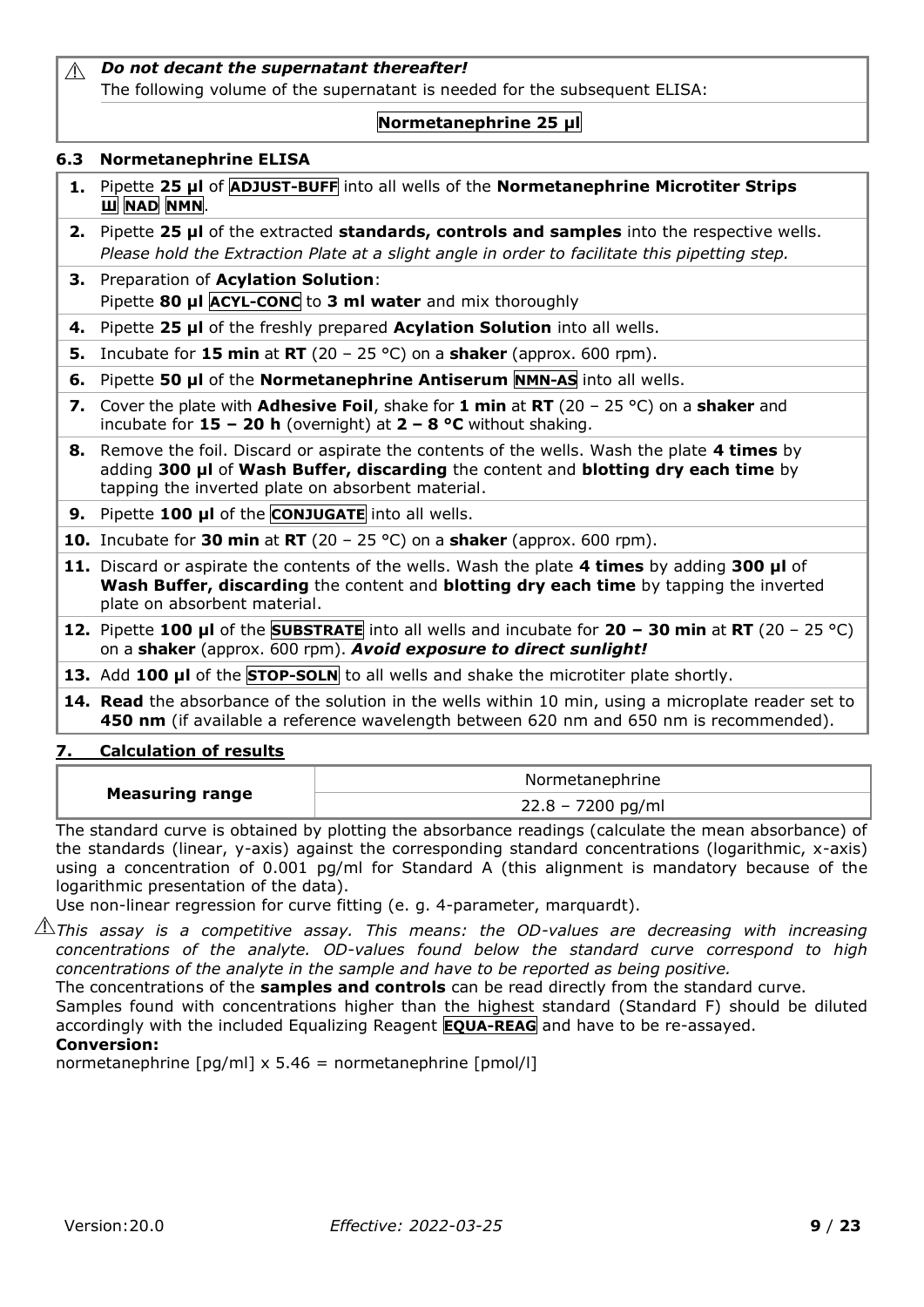⚠ ***Do not decant the supernatant thereafter!***
The following volume of the supernatant is needed for the subsequent ELISA:

**Normetanephrine 25 µl**

### 6.3 Normetanephrine ELISA

| | |
|---|---|
| **1.** | Pipette **25 µl** of **ADJUST-BUFF** into all wells of the **Normetanephrine Microtiter Strips Ш NAD NMN**. |
| **2.** | Pipette **25 µl** of the extracted **standards, controls and samples** into the respective wells. *Please hold the Extraction Plate at a slight angle in order to facilitate this pipetting step.* |
| **3.** | Preparation of **Acylation Solution**: Pipette **80 µl ACYL-CONC** to **3 ml water** and mix thoroughly |
| **4.** | Pipette **25 µl** of the freshly prepared **Acylation Solution** into all wells. |
| **5.** | Incubate for **15 min** at **RT** (20 – 25 °C) on a **shaker** (approx. 600 rpm). |
| **6.** | Pipette **50 µl** of the **Normetanephrine Antiserum NMN-AS** into all wells. |
| **7.** | Cover the plate with **Adhesive Foil**, shake for **1 min** at **RT** (20 – 25 °C) on a **shaker** and incubate for **15 – 20 h** (overnight) at **2 – 8 °C** without shaking. |
| **8.** | Remove the foil. Discard or aspirate the contents of the wells. Wash the plate **4 times** by adding **300 µl** of **Wash Buffer, discarding** the content and **blotting dry each time** by tapping the inverted plate on absorbent material. |
| **9.** | Pipette **100 µl** of the **CONJUGATE** into all wells. |
| **10.** | Incubate for **30 min** at **RT** (20 – 25 °C) on a **shaker** (approx. 600 rpm). |
| **11.** | Discard or aspirate the contents of the wells. Wash the plate **4 times** by adding **300 µl** of **Wash Buffer, discarding** the content and **blotting dry each time** by tapping the inverted plate on absorbent material. |
| **12.** | Pipette **100 µl** of the **SUBSTRATE** into all wells and incubate for **20 – 30 min** at **RT** (20 – 25 °C) on a **shaker** (approx. 600 rpm). ***Avoid exposure to direct sunlight!*** |
| **13.** | Add **100 µl** of the **STOP-SOLN** to all wells and shake the microtiter plate shortly. |
| **14.** | **Read** the absorbance of the solution in the wells within 10 min, using a microplate reader set to **450 nm** (if available a reference wavelength between 620 nm and 650 nm is recommended). |

## 7. Calculation of results

| **Measuring range** | Normetanephrine |
|---|---|
| | 22.8 – 7200 pg/ml |

The standard curve is obtained by plotting the absorbance readings (calculate the mean absorbance) of the standards (linear, y-axis) against the corresponding standard concentrations (logarithmic, x-axis) using a concentration of 0.001 pg/ml for Standard A (this alignment is mandatory because of the logarithmic presentation of the data).

Use non-linear regression for curve fitting (e. g. 4-parameter, marquardt).

⚠ *This assay is a competitive assay. This means: the OD-values are decreasing with increasing concentrations of the analyte. OD-values found below the standard curve correspond to high concentrations of the analyte in the sample and have to be reported as being positive.*

The concentrations of the **samples and controls** can be read directly from the standard curve.

Samples found with concentrations higher than the highest standard (Standard F) should be diluted accordingly with the included Equalizing Reagent **EQUA-REAG** and have to be re-assayed.

**Conversion:**

normetanephrine [pg/ml] x 5.46 = normetanephrine [pmol/l]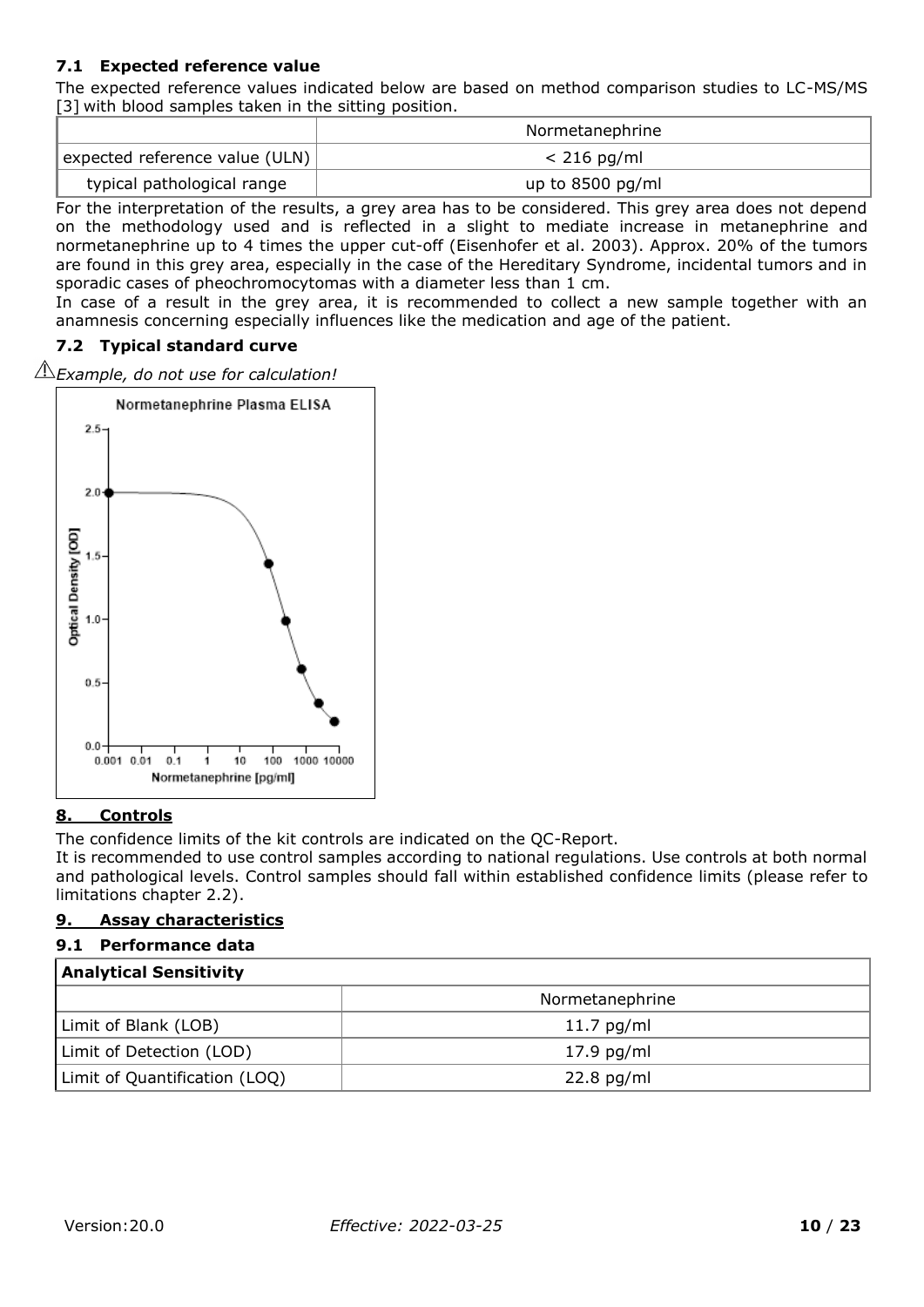### 7.1 Expected reference value

The expected reference values indicated below are based on method comparison studies to LC-MS/MS [3] with blood samples taken in the sitting position.

| | Normetanephrine |
|---|---|
| expected reference value (ULN) | < 216 pg/ml |
| typical pathological range | up to 8500 pg/ml |

For the interpretation of the results, a grey area has to be considered. This grey area does not depend on the methodology used and is reflected in a slight to mediate increase in metanephrine and normetanephrine up to 4 times the upper cut-off (Eisenhofer et al. 2003). Approx. 20% of the tumors are found in this grey area, especially in the case of the Hereditary Syndrome, incidental tumors and in sporadic cases of pheochromocytomas with a diameter less than 1 cm.

In case of a result in the grey area, it is recommended to collect a new sample together with an anamnesis concerning especially influences like the medication and age of the patient.

### 7.2 Typical standard curve

⚠*Example, do not use for calculation!*

## 8. Controls

The confidence limits of the kit controls are indicated on the QC-Report.

It is recommended to use control samples according to national regulations. Use controls at both normal and pathological levels. Control samples should fall within established confidence limits (please refer to limitations chapter 2.2).

## 9. Assay characteristics

### 9.1 Performance data

| **Analytical Sensitivity** | |
|---|---|
| | Normetanephrine |
| Limit of Blank (LOB) | 11.7 pg/ml |
| Limit of Detection (LOD) | 17.9 pg/ml |
| Limit of Quantification (LOQ) | 22.8 pg/ml |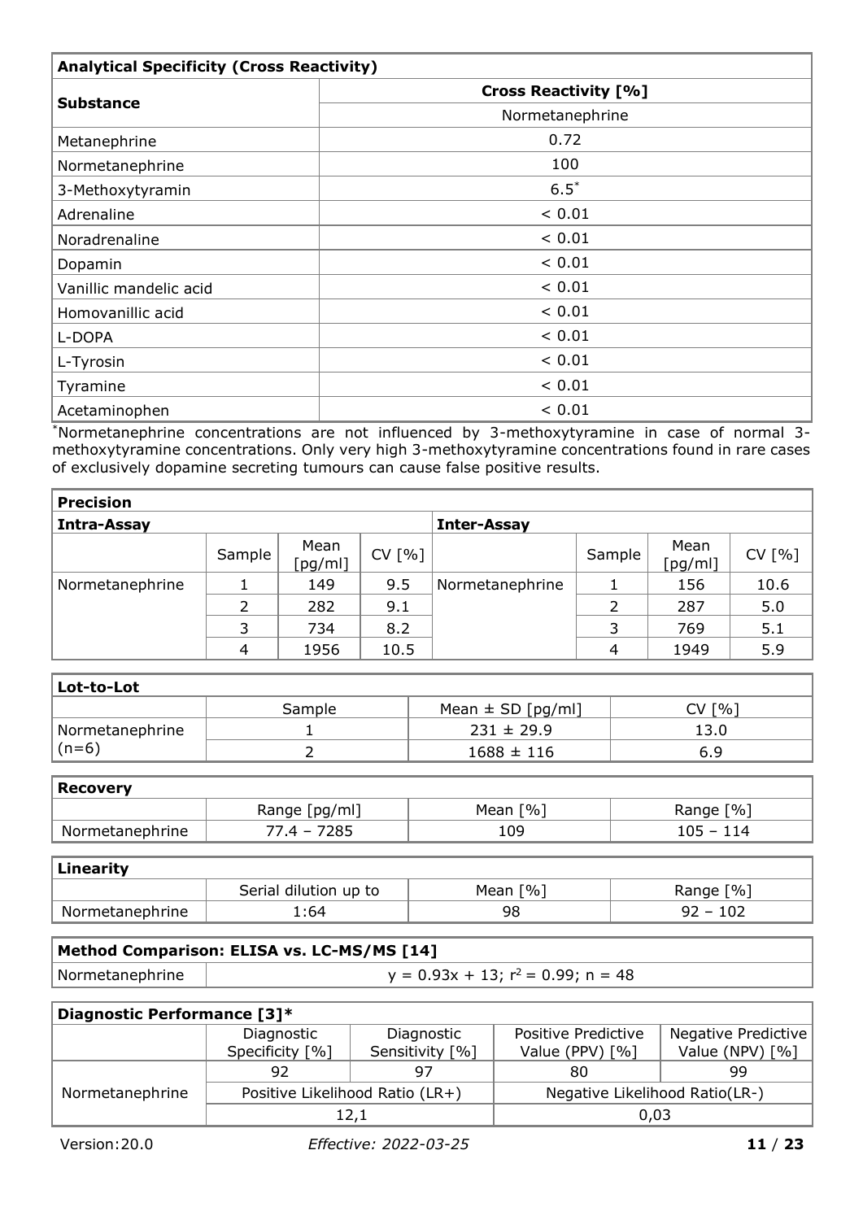| **Analytical Specificity (Cross Reactivity)** | |
|---|---|
| **Substance** | **Cross Reactivity [%]** |
| | Normetanephrine |
| Metanephrine | 0.72 |
| Normetanephrine | 100 |
| 3-Methoxytyramin | 6.5* |
| Adrenaline | < 0.01 |
| Noradrenaline | < 0.01 |
| Dopamin | < 0.01 |
| Vanillic mandelic acid | < 0.01 |
| Homovanillic acid | < 0.01 |
| L-DOPA | < 0.01 |
| L-Tyrosin | < 0.01 |
| Tyramine | < 0.01 |
| Acetaminophen | < 0.01 |

*Normetanephrine concentrations are not influenced by 3-methoxytyramine in case of normal 3-methoxytyramine concentrations. Only very high 3-methoxytyramine concentrations found in rare cases of exclusively dopamine secreting tumours can cause false positive results.

| **Precision** | | | | | | | |
|---|---|---|---|---|---|---|---|
| **Intra-Assay** | | | | **Inter-Assay** | | | |
| | Sample | Mean [pg/ml] | CV [%] | | Sample | Mean [pg/ml] | CV [%] |
| Normetanephrine | 1 | 149 | 9.5 | Normetanephrine | 1 | 156 | 10.6 |
| | 2 | 282 | 9.1 | | 2 | 287 | 5.0 |
| | 3 | 734 | 8.2 | | 3 | 769 | 5.1 |
| | 4 | 1956 | 10.5 | | 4 | 1949 | 5.9 |

| **Lot-to-Lot** | | | |
|---|---|---|---|
| | Sample | Mean ± SD [pg/ml] | CV [%] |
| Normetanephrine (n=6) | 1 | 231 ± 29.9 | 13.0 |
| | 2 | 1688 ± 116 | 6.9 |

| **Recovery** | | | |
|---|---|---|---|
| | Range [pg/ml] | Mean [%] | Range [%] |
| Normetanephrine | 77.4 – 7285 | 109 | 105 – 114 |

| **Linearity** | | | |
|---|---|---|---|
| | Serial dilution up to | Mean [%] | Range [%] |
| Normetanephrine | 1:64 | 98 | 92 – 102 |

| **Method Comparison: ELISA vs. LC-MS/MS [14]** | |
|---|---|
| Normetanephrine | $y = 0.93x + 13$; $r^2 = 0.99$; $n = 48$ |

| **Diagnostic Performance [3]*** | | | | |
|---|---|---|---|---|
| | Diagnostic Specificity [%] | Diagnostic Sensitivity [%] | Positive Predictive Value (PPV) [%] | Negative Predictive Value (NPV) [%] |
| Normetanephrine | 92 | 97 | 80 | 99 |
| | Positive Likelihood Ratio (LR+) | | Negative Likelihood Ratio(LR-) | |
| | 12,1 | | 0,03 | |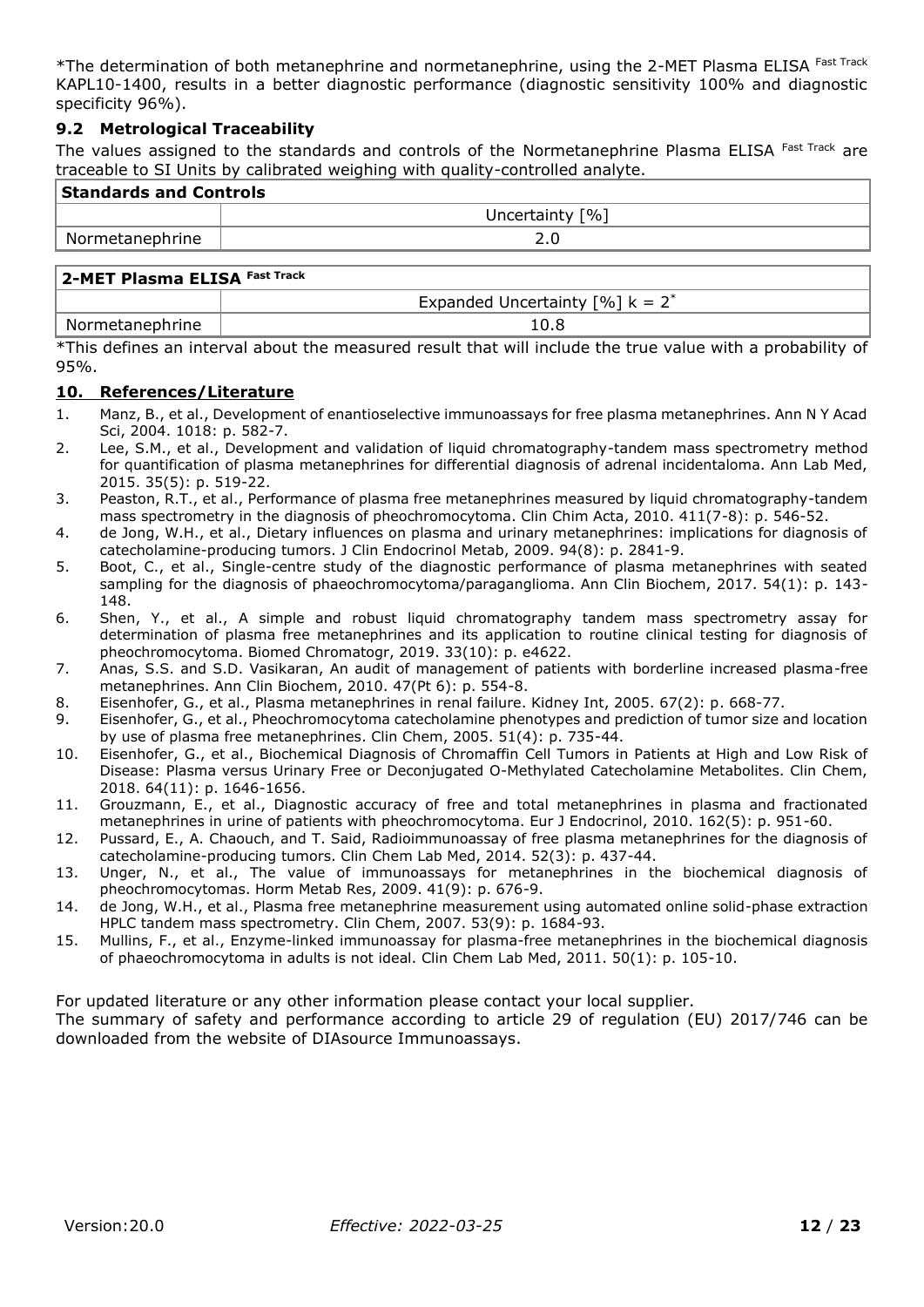*The determination of both metanephrine and normetanephrine, using the 2-MET Plasma ELISA Fast Track KAPL10-1400, results in a better diagnostic performance (diagnostic sensitivity 100% and diagnostic specificity 96%).

### 9.2 Metrological Traceability

The values assigned to the standards and controls of the Normetanephrine Plasma ELISA Fast Track are traceable to SI Units by calibrated weighing with quality-controlled analyte.

| **Standards and Controls** | |
|---|---|
| | Uncertainty [%] |
| Normetanephrine | 2.0 |

| **2-MET Plasma ELISA Fast Track** | |
|---|---|
| | Expanded Uncertainty [%] $k = 2^*$ |
| Normetanephrine | 10.8 |

*This defines an interval about the measured result that will include the true value with a probability of 95%.

## 10. References/Literature

1. Manz, B., et al., Development of enantioselective immunoassays for free plasma metanephrines. Ann N Y Acad Sci, 2004. 1018: p. 582-7.
2. Lee, S.M., et al., Development and validation of liquid chromatography-tandem mass spectrometry method for quantification of plasma metanephrines for differential diagnosis of adrenal incidentaloma. Ann Lab Med, 2015. 35(5): p. 519-22.
3. Peaston, R.T., et al., Performance of plasma free metanephrines measured by liquid chromatography-tandem mass spectrometry in the diagnosis of pheochromocytoma. Clin Chim Acta, 2010. 411(7-8): p. 546-52.
4. de Jong, W.H., et al., Dietary influences on plasma and urinary metanephrines: implications for diagnosis of catecholamine-producing tumors. J Clin Endocrinol Metab, 2009. 94(8): p. 2841-9.
5. Boot, C., et al., Single-centre study of the diagnostic performance of plasma metanephrines with seated sampling for the diagnosis of phaeochromocytoma/paraganglioma. Ann Clin Biochem, 2017. 54(1): p. 143-148.
6. Shen, Y., et al., A simple and robust liquid chromatography tandem mass spectrometry assay for determination of plasma free metanephrines and its application to routine clinical testing for diagnosis of pheochromocytoma. Biomed Chromatogr, 2019. 33(10): p. e4622.
7. Anas, S.S. and S.D. Vasikaran, An audit of management of patients with borderline increased plasma-free metanephrines. Ann Clin Biochem, 2010. 47(Pt 6): p. 554-8.
8. Eisenhofer, G., et al., Plasma metanephrines in renal failure. Kidney Int, 2005. 67(2): p. 668-77.
9. Eisenhofer, G., et al., Pheochromocytoma catecholamine phenotypes and prediction of tumor size and location by use of plasma free metanephrines. Clin Chem, 2005. 51(4): p. 735-44.
10. Eisenhofer, G., et al., Biochemical Diagnosis of Chromaffin Cell Tumors in Patients at High and Low Risk of Disease: Plasma versus Urinary Free or Deconjugated O-Methylated Catecholamine Metabolites. Clin Chem, 2018. 64(11): p. 1646-1656.
11. Grouzmann, E., et al., Diagnostic accuracy of free and total metanephrines in plasma and fractionated metanephrines in urine of patients with pheochromocytoma. Eur J Endocrinol, 2010. 162(5): p. 951-60.
12. Pussard, E., A. Chaouch, and T. Said, Radioimmunoassay of free plasma metanephrines for the diagnosis of catecholamine-producing tumors. Clin Chem Lab Med, 2014. 52(3): p. 437-44.
13. Unger, N., et al., The value of immunoassays for metanephrines in the biochemical diagnosis of pheochromocytomas. Horm Metab Res, 2009. 41(9): p. 676-9.
14. de Jong, W.H., et al., Plasma free metanephrine measurement using automated online solid-phase extraction HPLC tandem mass spectrometry. Clin Chem, 2007. 53(9): p. 1684-93.
15. Mullins, F., et al., Enzyme-linked immunoassay for plasma-free metanephrines in the biochemical diagnosis of phaeochromocytoma in adults is not ideal. Clin Chem Lab Med, 2011. 50(1): p. 105-10.

For updated literature or any other information please contact your local supplier.
The summary of safety and performance according to article 29 of regulation (EU) 2017/746 can be downloaded from the website of DIAsource Immunoassays.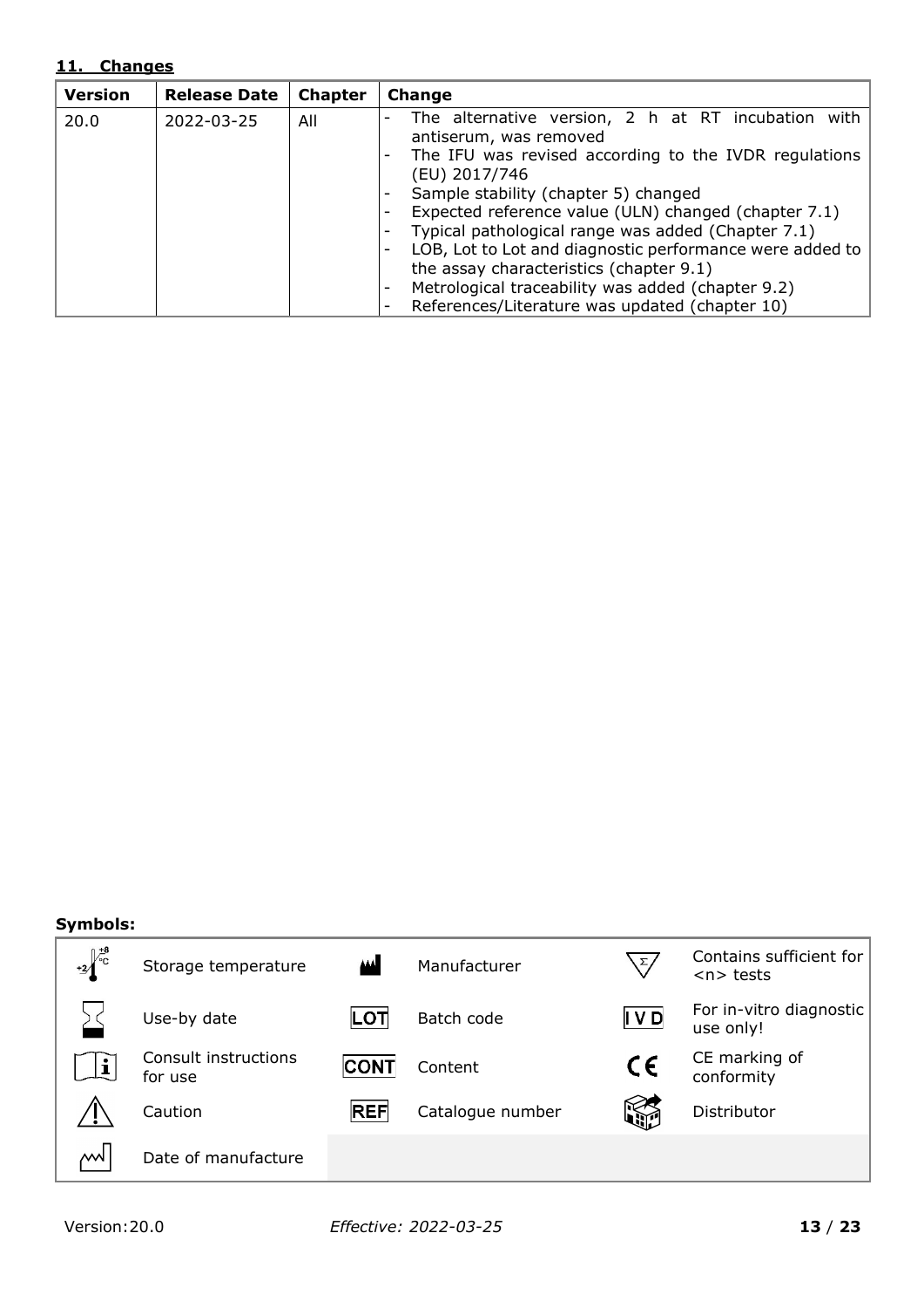## 11. Changes

| Version | Release Date | Chapter | Change |
|---|---|---|---|
| 20.0 | 2022-03-25 | All | - The alternative version, 2 h at RT incubation with antiserum, was removed<br>- The IFU was revised according to the IVDR regulations (EU) 2017/746<br>- Sample stability (chapter 5) changed<br>- Expected reference value (ULN) changed (chapter 7.1)<br>- Typical pathological range was added (Chapter 7.1)<br>- LOB, Lot to Lot and diagnostic performance were added to the assay characteristics (chapter 9.1)<br>- Metrological traceability was added (chapter 9.2)<br>- References/Literature was updated (chapter 10) |

**Symbols:**

| Symbol | Meaning | Symbol | Meaning | Symbol | Meaning |
|---|---|---|---|---|---|
| +2 °C / +8 °C | Storage temperature | | Manufacturer | Σ | Contains sufficient for <n> tests |
| | Use-by date | LOT | Batch code | IVD | For in-vitro diagnostic use only! |
| i | Consult instructions for use | CONT | Content | CE | CE marking of conformity |
| ⚠ | Caution | REF | Catalogue number | | Distributor |
| | Date of manufacture | | | | |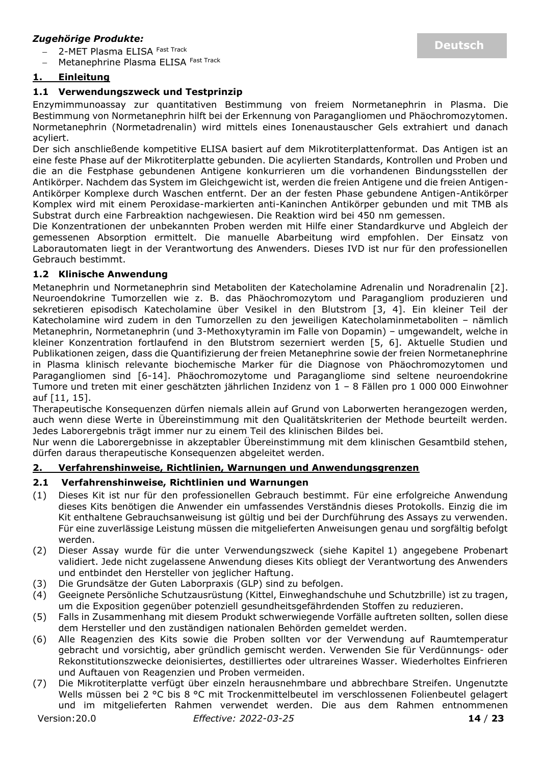***Zugehörige Produkte:***

- 2-MET Plasma ELISA Fast Track
- Metanephrine Plasma ELISA Fast Track

**Deutsch**

## 1. Einleitung

### 1.1 Verwendungszweck und Testprinzip

Enzymimmunoassay zur quantitativen Bestimmung von freiem Normetanephrin in Plasma. Die Bestimmung von Normetanephrin hilft bei der Erkennung von Paragangliomen und Phäochromozytomen. Normetanephrin (Normetadrenalin) wird mittels eines Ionenaustauscher Gels extrahiert und danach acyliert.

Der sich anschließende kompetitive ELISA basiert auf dem Mikrotiterplattenformat. Das Antigen ist an eine feste Phase auf der Mikrotiterplatte gebunden. Die acylierten Standards, Kontrollen und Proben und die an die Festphase gebundenen Antigene konkurrieren um die vorhandenen Bindungsstellen der Antikörper. Nachdem das System im Gleichgewicht ist, werden die freien Antigene und die freien Antigen-Antikörper Komplexe durch Waschen entfernt. Der an der festen Phase gebundene Antigen-Antikörper Komplex wird mit einem Peroxidase-markierten anti-Kaninchen Antikörper gebunden und mit TMB als Substrat durch eine Farbreaktion nachgewiesen. Die Reaktion wird bei 450 nm gemessen.

Die Konzentrationen der unbekannten Proben werden mit Hilfe einer Standardkurve und Abgleich der gemessenen Absorption ermittelt. Die manuelle Abarbeitung wird empfohlen. Der Einsatz von Laborautomaten liegt in der Verantwortung des Anwenders. Dieses IVD ist nur für den professionellen Gebrauch bestimmt.

### 1.2 Klinische Anwendung

Metanephrin und Normetanephrin sind Metaboliten der Katecholamine Adrenalin und Noradrenalin [2]. Neuroendokrine Tumorzellen wie z. B. das Phäochromozytom und Paragangliom produzieren und sekretieren episodisch Katecholamine über Vesikel in den Blutstrom [3, 4]. Ein kleiner Teil der Katecholamine wird zudem in den Tumorzellen zu den jeweiligen Katecholaminmetaboliten – nämlich Metanephrin, Normetanephrin (und 3-Methoxytyramin im Falle von Dopamin) – umgewandelt, welche in kleiner Konzentration fortlaufend in den Blutstrom sezerniert werden [5, 6]. Aktuelle Studien und Publikationen zeigen, dass die Quantifizierung der freien Metanephrine sowie der freien Normetanephrine in Plasma klinisch relevante biochemische Marker für die Diagnose von Phäochromozytomen und Paragangliomen sind [6-14]. Phäochromozytome und Paragangliome sind seltene neuroendokrine Tumore und treten mit einer geschätzten jährlichen Inzidenz von 1 – 8 Fällen pro 1 000 000 Einwohner auf [11, 15].

Therapeutische Konsequenzen dürfen niemals allein auf Grund von Laborwerten herangezogen werden, auch wenn diese Werte in Übereinstimmung mit den Qualitätskriterien der Methode beurteilt werden. Jedes Laborergebnis trägt immer nur zu einem Teil des klinischen Bildes bei.

Nur wenn die Laborergebnisse in akzeptabler Übereinstimmung mit dem klinischen Gesamtbild stehen, dürfen daraus therapeutische Konsequenzen abgeleitet werden.

## 2. Verfahrenshinweise, Richtlinien, Warnungen und Anwendungsgrenzen

### 2.1 Verfahrenshinweise, Richtlinien und Warnungen

(1) Dieses Kit ist nur für den professionellen Gebrauch bestimmt. Für eine erfolgreiche Anwendung dieses Kits benötigen die Anwender ein umfassendes Verständnis dieses Protokolls. Einzig die im Kit enthaltene Gebrauchsanweisung ist gültig und bei der Durchführung des Assays zu verwenden. Für eine zuverlässige Leistung müssen die mitgelieferten Anweisungen genau und sorgfältig befolgt werden.

(2) Dieser Assay wurde für die unter Verwendungszweck (siehe Kapitel 1) angegebene Probenart validiert. Jede nicht zugelassene Anwendung dieses Kits obliegt der Verantwortung des Anwenders und entbindet den Hersteller von jeglicher Haftung.

(3) Die Grundsätze der Guten Laborpraxis (GLP) sind zu befolgen.

(4) Geeignete Persönliche Schutzausrüstung (Kittel, Einweghandschuhe und Schutzbrille) ist zu tragen, um die Exposition gegenüber potenziell gesundheitsgefährdenden Stoffen zu reduzieren.

(5) Falls in Zusammenhang mit diesem Produkt schwerwiegende Vorfälle auftreten sollten, sollen diese dem Hersteller und den zuständigen nationalen Behörden gemeldet werden.

(6) Alle Reagenzien des Kits sowie die Proben sollten vor der Verwendung auf Raumtemperatur gebracht und vorsichtig, aber gründlich gemischt werden. Verwenden Sie für Verdünnungs- oder Rekonstitutionszwecke deionisiertes, destilliertes oder ultrareines Wasser. Wiederholtes Einfrieren und Auftauen von Reagenzien und Proben vermeiden.

(7) Die Mikrotiterplatte verfügt über einzeln herausnehmbare und abbrechbare Streifen. Ungenutzte Wells müssen bei 2 °C bis 8 °C mit Trockenmittelbeutel im verschlossenen Folienbeutel gelagert und im mitgelieferten Rahmen verwendet werden. Die aus dem Rahmen entnommenen

Version: 20.0 *Effective: 2022-03-25*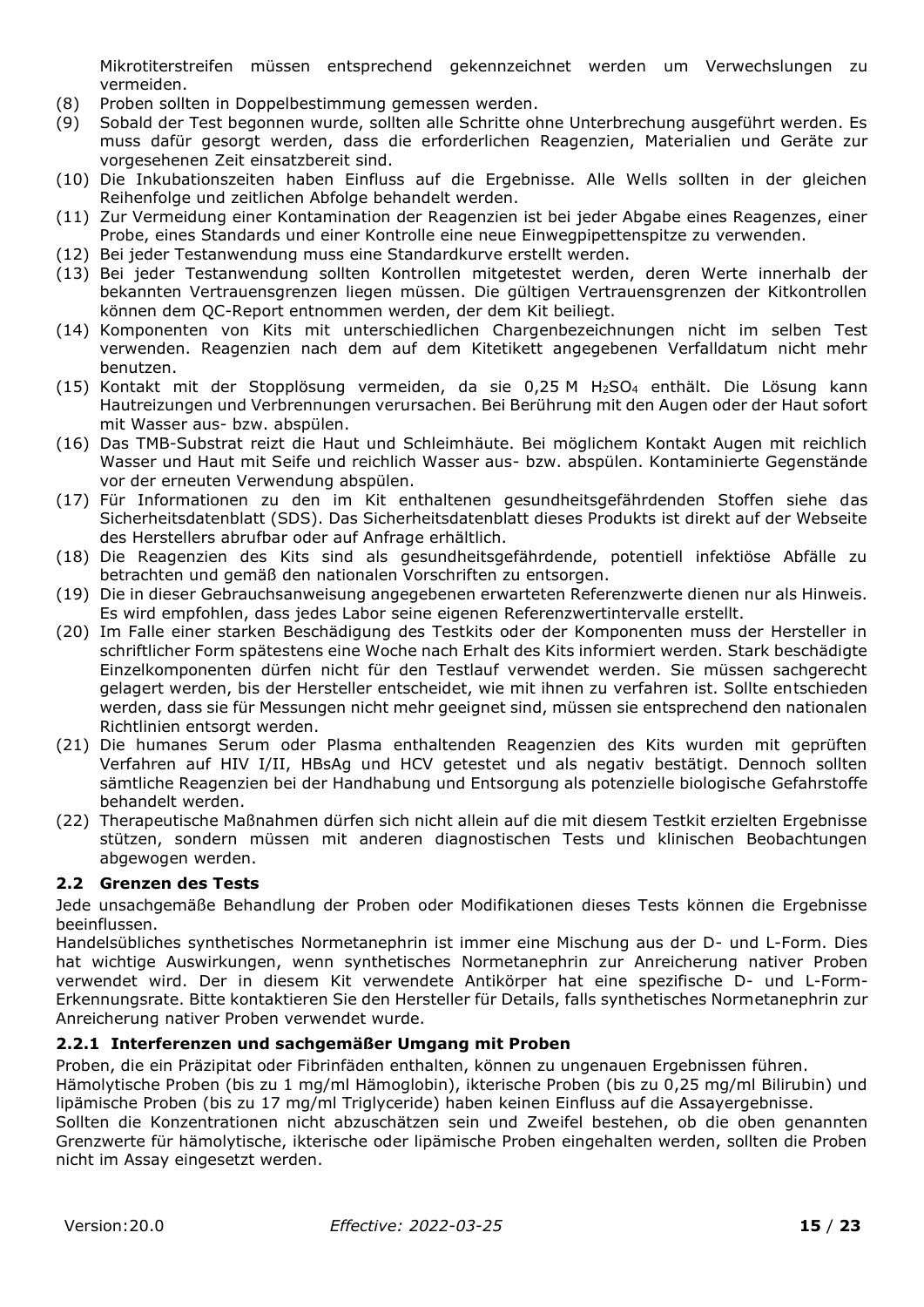Mikrotiterstreifen müssen entsprechend gekennzeichnet werden um Verwechslungen zu vermeiden.

(8) Proben sollten in Doppelbestimmung gemessen werden.
(9) Sobald der Test begonnen wurde, sollten alle Schritte ohne Unterbrechung ausgeführt werden. Es muss dafür gesorgt werden, dass die erforderlichen Reagenzien, Materialien und Geräte zur vorgesehenen Zeit einsatzbereit sind.
(10) Die Inkubationszeiten haben Einfluss auf die Ergebnisse. Alle Wells sollten in der gleichen Reihenfolge und zeitlichen Abfolge behandelt werden.
(11) Zur Vermeidung einer Kontamination der Reagenzien ist bei jeder Abgabe eines Reagenzes, einer Probe, eines Standards und einer Kontrolle eine neue Einwegpipettenspitze zu verwenden.
(12) Bei jeder Testanwendung muss eine Standardkurve erstellt werden.
(13) Bei jeder Testanwendung sollten Kontrollen mitgetestet werden, deren Werte innerhalb der bekannten Vertrauensgrenzen liegen müssen. Die gültigen Vertrauensgrenzen der Kitkontrollen können dem QC-Report entnommen werden, der dem Kit beiliegt.
(14) Komponenten von Kits mit unterschiedlichen Chargenbezeichnungen nicht im selben Test verwenden. Reagenzien nach dem auf dem Kitetikett angegebenen Verfalldatum nicht mehr benutzen.
(15) Kontakt mit der Stopplösung vermeiden, da sie 0,25 M $H_2SO_4$ enthält. Die Lösung kann Hautreizungen und Verbrennungen verursachen. Bei Berührung mit den Augen oder der Haut sofort mit Wasser aus- bzw. abspülen.
(16) Das TMB-Substrat reizt die Haut und Schleimhäute. Bei möglichem Kontakt Augen mit reichlich Wasser und Haut mit Seife und reichlich Wasser aus- bzw. abspülen. Kontaminierte Gegenstände vor der erneuten Verwendung abspülen.
(17) Für Informationen zu den im Kit enthaltenen gesundheitsgefährdenden Stoffen siehe das Sicherheitsdatenblatt (SDS). Das Sicherheitsdatenblatt dieses Produkts ist direkt auf der Webseite des Herstellers abrufbar oder auf Anfrage erhältlich.
(18) Die Reagenzien des Kits sind als gesundheitsgefährdende, potentiell infektiöse Abfälle zu betrachten und gemäß den nationalen Vorschriften zu entsorgen.
(19) Die in dieser Gebrauchsanweisung angegebenen erwarteten Referenzwerte dienen nur als Hinweis. Es wird empfohlen, dass jedes Labor seine eigenen Referenzwertintervalle erstellt.
(20) Im Falle einer starken Beschädigung des Testkits oder der Komponenten muss der Hersteller in schriftlicher Form spätestens eine Woche nach Erhalt des Kits informiert werden. Stark beschädigte Einzelkomponenten dürfen nicht für den Testlauf verwendet werden. Sie müssen sachgerecht gelagert werden, bis der Hersteller entscheidet, wie mit ihnen zu verfahren ist. Sollte entschieden werden, dass sie für Messungen nicht mehr geeignet sind, müssen sie entsprechend den nationalen Richtlinien entsorgt werden.
(21) Die humanes Serum oder Plasma enthaltenden Reagenzien des Kits wurden mit geprüften Verfahren auf HIV I/II, HBsAg und HCV getestet und als negativ bestätigt. Dennoch sollten sämtliche Reagenzien bei der Handhabung und Entsorgung als potenzielle biologische Gefahrstoffe behandelt werden.
(22) Therapeutische Maßnahmen dürfen sich nicht allein auf die mit diesem Testkit erzielten Ergebnisse stützen, sondern müssen mit anderen diagnostischen Tests und klinischen Beobachtungen abgewogen werden.

## 2.2 Grenzen des Tests

Jede unsachgemäße Behandlung der Proben oder Modifikationen dieses Tests können die Ergebnisse beeinflussen.

Handelsübliches synthetisches Normetanephrin ist immer eine Mischung aus der D- und L-Form. Dies hat wichtige Auswirkungen, wenn synthetisches Normetanephrin zur Anreicherung nativer Proben verwendet wird. Der in diesem Kit verwendete Antikörper hat eine spezifische D- und L-Form-Erkennungsrate. Bitte kontaktieren Sie den Hersteller für Details, falls synthetisches Normetanephrin zur Anreicherung nativer Proben verwendet wurde.

### 2.2.1 Interferenzen und sachgemäßer Umgang mit Proben

Proben, die ein Präzipitat oder Fibrinfäden enthalten, können zu ungenauen Ergebnissen führen.

Hämolytische Proben (bis zu 1 mg/ml Hämoglobin), ikterische Proben (bis zu 0,25 mg/ml Bilirubin) und lipämische Proben (bis zu 17 mg/ml Triglyceride) haben keinen Einfluss auf die Assayergebnisse.

Sollten die Konzentrationen nicht abzuschätzen sein und Zweifel bestehen, ob die oben genannten Grenzwerte für hämolytische, ikterische oder lipämische Proben eingehalten werden, sollten die Proben nicht im Assay eingesetzt werden.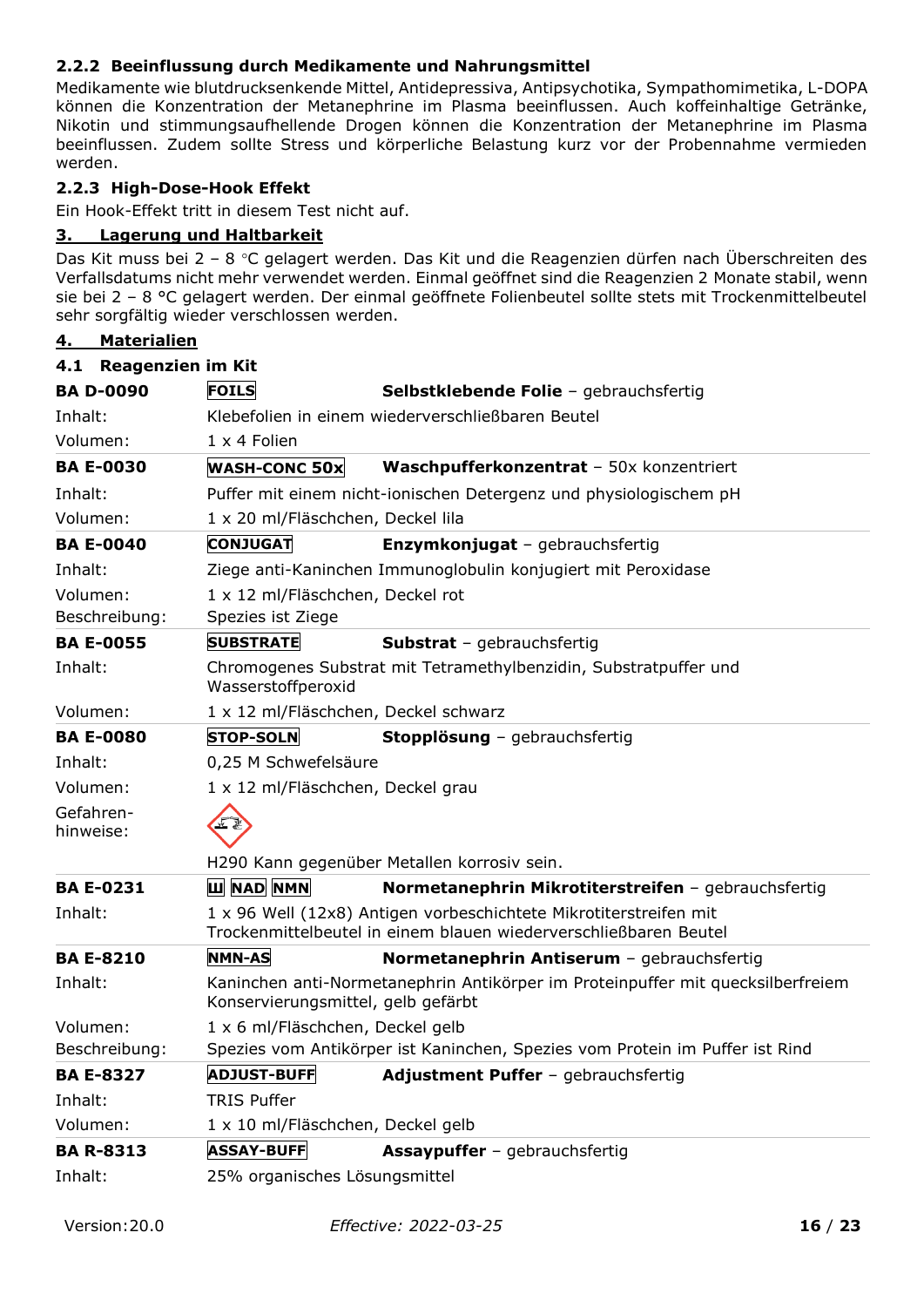### 2.2.2 Beeinflussung durch Medikamente und Nahrungsmittel

Medikamente wie blutdrucksenkende Mittel, Antidepressiva, Antipsychotika, Sympathomimetika, L-DOPA können die Konzentration der Metanephrine im Plasma beeinflussen. Auch koffeinhaltige Getränke, Nikotin und stimmungsaufhellende Drogen können die Konzentration der Metanephrine im Plasma beeinflussen. Zudem sollte Stress und körperliche Belastung kurz vor der Probennahme vermieden werden.

### 2.2.3 High-Dose-Hook Effekt

Ein Hook-Effekt tritt in diesem Test nicht auf.

## 3. Lagerung und Haltbarkeit

Das Kit muss bei 2 – 8 °C gelagert werden. Das Kit und die Reagenzien dürfen nach Überschreiten des Verfallsdatums nicht mehr verwendet werden. Einmal geöffnet sind die Reagenzien 2 Monate stabil, wenn sie bei 2 – 8 °C gelagert werden. Der einmal geöffnete Folienbeutel sollte stets mit Trockenmittelbeutel sehr sorgfältig wieder verschlossen werden.

## 4. Materialien

### 4.1 Reagenzien im Kit

| | | |
|---|---|---|
| **BA D-0090** | FOILS | **Selbstklebende Folie** – gebrauchsfertig |
| Inhalt: | Klebefolien in einem wiederverschließbaren Beutel | |
| Volumen: | 1 x 4 Folien | |
| **BA E-0030** | WASH-CONC 50x | **Waschpufferkonzentrat** – 50x konzentriert |
| Inhalt: | Puffer mit einem nicht-ionischen Detergenz und physiologischem pH | |
| Volumen: | 1 x 20 ml/Fläschchen, Deckel lila | |
| **BA E-0040** | CONJUGAT | **Enzymkonjugat** – gebrauchsfertig |
| Inhalt: | Ziege anti-Kaninchen Immunoglobulin konjugiert mit Peroxidase | |
| Volumen: | 1 x 12 ml/Fläschchen, Deckel rot | |
| Beschreibung: | Spezies ist Ziege | |
| **BA E-0055** | SUBSTRATE | **Substrat** – gebrauchsfertig |
| Inhalt: | Chromogenes Substrat mit Tetramethylbenzidin, Substratpuffer und Wasserstoffperoxid | |
| Volumen: | 1 x 12 ml/Fläschchen, Deckel schwarz | |
| **BA E-0080** | STOP-SOLN | **Stopplösung** – gebrauchsfertig |
| Inhalt: | 0,25 M Schwefelsäure | |
| Volumen: | 1 x 12 ml/Fläschchen, Deckel grau | |
| Gefahren-hinweise: | H290 Kann gegenüber Metallen korrosiv sein. | |
| **BA E-0231** | NAD NMN | **Normetanephrin Mikrotiterstreifen** – gebrauchsfertig |
| Inhalt: | 1 x 96 Well (12x8) Antigen vorbeschichtete Mikrotiterstreifen mit Trockenmittelbeutel in einem blauen wiederverschließbaren Beutel | |
| **BA E-8210** | NMN-AS | **Normetanephrin Antiserum** – gebrauchsfertig |
| Inhalt: | Kaninchen anti-Normetanephrin Antikörper im Proteinpuffer mit quecksilberfreiem Konservierungsmittel, gelb gefärbt | |
| Volumen: | 1 x 6 ml/Fläschchen, Deckel gelb | |
| Beschreibung: | Spezies vom Antikörper ist Kaninchen, Spezies vom Protein im Puffer ist Rind | |
| **BA E-8327** | ADJUST-BUFF | **Adjustment Puffer** – gebrauchsfertig |
| Inhalt: | TRIS Puffer | |
| Volumen: | 1 x 10 ml/Fläschchen, Deckel gelb | |
| **BA R-8313** | ASSAY-BUFF | **Assaypuffer** – gebrauchsfertig |
| Inhalt: | 25% organisches Lösungsmittel | |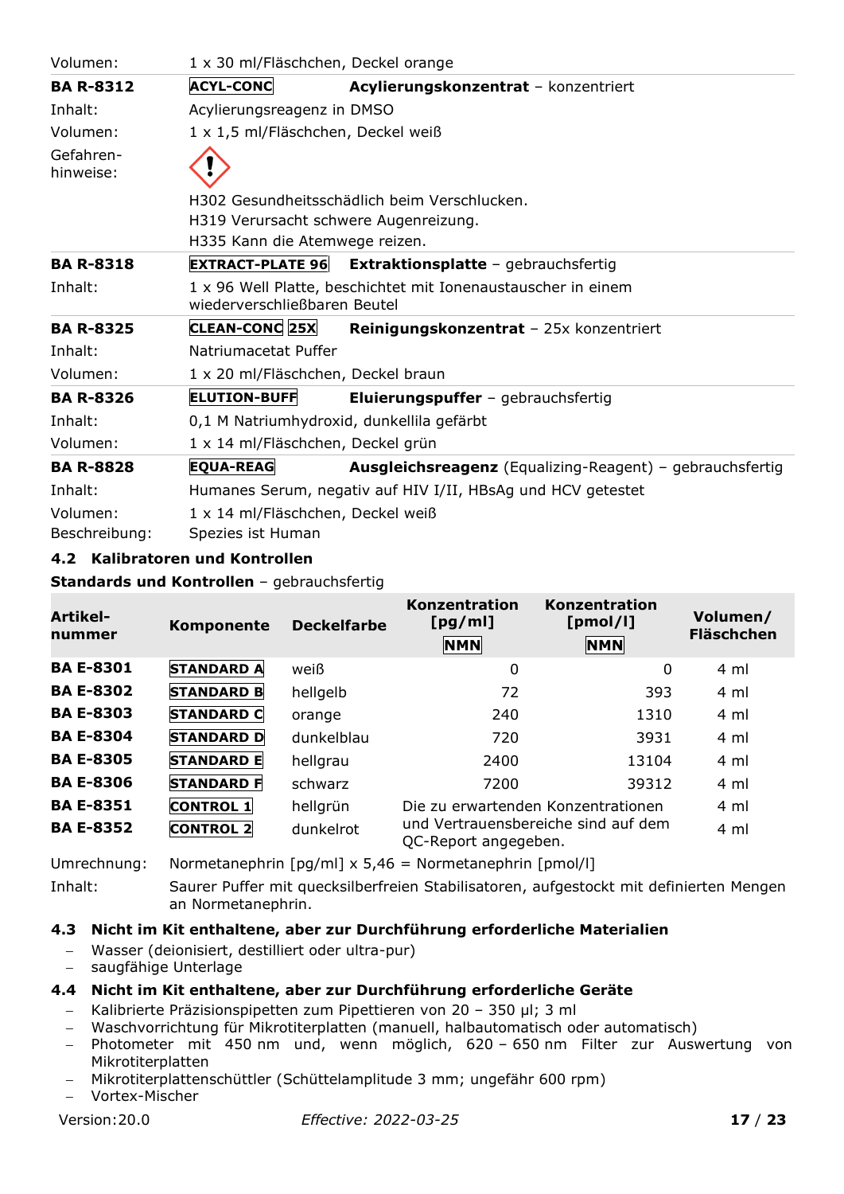| | | |
|---|---|---|
| Volumen: | 1 x 30 ml/Fläschchen, Deckel orange | |
| **BA R-8312** | ACYL-CONC | **Acylierungskonzentrat** – konzentriert |
| Inhalt: | Acylierungsreagenz in DMSO | |
| Volumen: | 1 x 1,5 ml/Fläschchen, Deckel weiß | |
| Gefahren-hinweise: | H302 Gesundheitsschädlich beim Verschlucken.<br>H319 Verursacht schwere Augenreizung.<br>H335 Kann die Atemwege reizen. | |
| **BA R-8318** | EXTRACT-PLATE 96 | **Extraktionsplatte** – gebrauchsfertig |
| Inhalt: | 1 x 96 Well Platte, beschichtet mit Ionenaustauscher in einem wiederverschließbaren Beutel | |
| **BA R-8325** | CLEAN-CONC 25X | **Reinigungskonzentrat** – 25x konzentriert |
| Inhalt: | Natriumacetat Puffer | |
| Volumen: | 1 x 20 ml/Fläschchen, Deckel braun | |
| **BA R-8326** | ELUTION-BUFF | **Eluierungspuffer** – gebrauchsfertig |
| Inhalt: | 0,1 M Natriumhydroxid, dunkellila gefärbt | |
| Volumen: | 1 x 14 ml/Fläschchen, Deckel grün | |
| **BA R-8828** | EQUA-REAG | **Ausgleichsreagenz** (Equalizing-Reagent) – gebrauchsfertig |
| Inhalt: | Humanes Serum, negativ auf HIV I/II, HBsAg und HCV getestet | |
| Volumen: | 1 x 14 ml/Fläschchen, Deckel weiß | |
| Beschreibung: | Spezies ist Human | |

### 4.2 Kalibratoren und Kontrollen

**Standards und Kontrollen** – gebrauchsfertig

| Artikel-nummer | Komponente | Deckelfarbe | Konzentration [pg/ml] NMN | Konzentration [pmol/l] NMN | Volumen/ Fläschchen |
|---|---|---|---|---|---|
| **BA E-8301** | STANDARD A | weiß | 0 | 0 | 4 ml |
| **BA E-8302** | STANDARD B | hellgelb | 72 | 393 | 4 ml |
| **BA E-8303** | STANDARD C | orange | 240 | 1310 | 4 ml |
| **BA E-8304** | STANDARD D | dunkelblau | 720 | 3931 | 4 ml |
| **BA E-8305** | STANDARD E | hellgrau | 2400 | 13104 | 4 ml |
| **BA E-8306** | STANDARD F | schwarz | 7200 | 39312 | 4 ml |
| **BA E-8351** | CONTROL 1 | hellgrün | Die zu erwartenden Konzentrationen und Vertrauensbereiche sind auf dem QC-Report angegeben. | | 4 ml |
| **BA E-8352** | CONTROL 2 | dunkelrot | | | 4 ml |

Umrechnung: Normetanephrin [pg/ml] x 5,46 = Normetanephrin [pmol/l]

Inhalt: Saurer Puffer mit quecksilberfreien Stabilisatoren, aufgestockt mit definierten Mengen an Normetanephrin.

### 4.3 Nicht im Kit enthaltene, aber zur Durchführung erforderliche Materialien

- Wasser (deionisiert, destilliert oder ultra-pur)
- saugfähige Unterlage

### 4.4 Nicht im Kit enthaltene, aber zur Durchführung erforderliche Geräte

- Kalibrierte Präzisionspipetten zum Pipettieren von 20 – 350 µl; 3 ml
- Waschvorrichtung für Mikrotiterplatten (manuell, halbautomatisch oder automatisch)
- Photometer mit 450 nm und, wenn möglich, 620 – 650 nm Filter zur Auswertung von Mikrotiterplatten
- Mikrotiterplattenschüttler (Schüttelamplitude 3 mm; ungefähr 600 rpm)
- Vortex-Mischer

Version: 20.0 *Effective: 2022-03-25*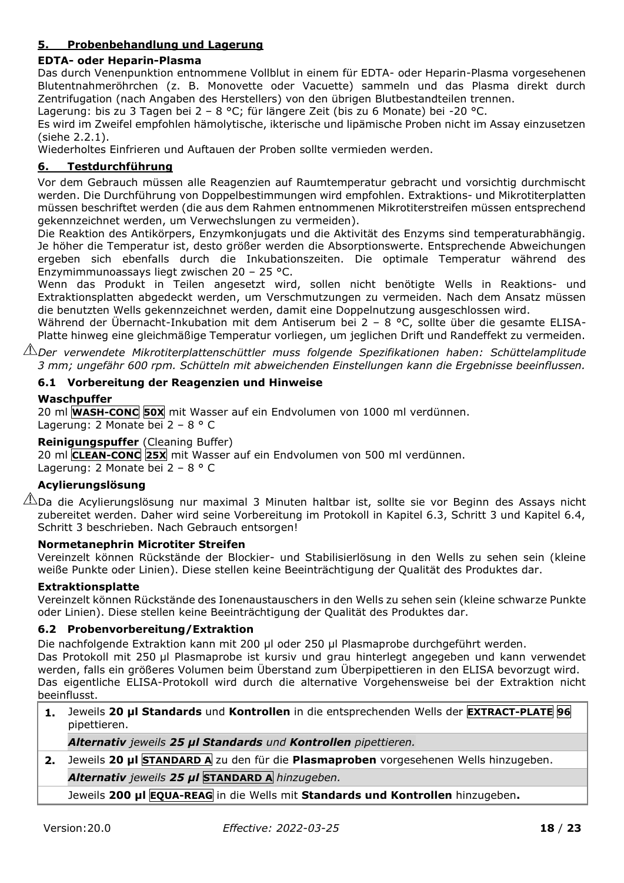## 5. Probenbehandlung und Lagerung

**EDTA- oder Heparin-Plasma**

Das durch Venenpunktion entnommene Vollblut in einem für EDTA- oder Heparin-Plasma vorgesehenen Blutentnahmeröhrchen (z. B. Monovette oder Vacuette) sammeln und das Plasma direkt durch Zentrifugation (nach Angaben des Herstellers) von den übrigen Blutbestandteilen trennen.

Lagerung: bis zu 3 Tagen bei 2 – 8 °C; für längere Zeit (bis zu 6 Monate) bei -20 °C.

Es wird im Zweifel empfohlen hämolytische, ikterische und lipämische Proben nicht im Assay einzusetzen (siehe 2.2.1).

Wiederholtes Einfrieren und Auftauen der Proben sollte vermieden werden.

## 6. Testdurchführung

Vor dem Gebrauch müssen alle Reagenzien auf Raumtemperatur gebracht und vorsichtig durchmischt werden. Die Durchführung von Doppelbestimmungen wird empfohlen. Extraktions- und Mikrotiterplatten müssen beschriftet werden (die aus dem Rahmen entnommenen Mikrotiterstreifen müssen entsprechend gekennzeichnet werden, um Verwechslungen zu vermeiden).

Die Reaktion des Antikörpers, Enzymkonjugats und die Aktivität des Enzyms sind temperaturabhängig. Je höher die Temperatur ist, desto größer werden die Absorptionswerte. Entsprechende Abweichungen ergeben sich ebenfalls durch die Inkubationszeiten. Die optimale Temperatur während des Enzymimmunoassays liegt zwischen 20 – 25 °C.

Wenn das Produkt in Teilen angesetzt wird, sollen nicht benötigte Wells in Reaktions- und Extraktionsplatten abgedeckt werden, um Verschmutzungen zu vermeiden. Nach dem Ansatz müssen die benutzten Wells gekennzeichnet werden, damit eine Doppelnutzung ausgeschlossen wird.

Während der Übernacht-Inkubation mit dem Antiserum bei 2 – 8 °C, sollte über die gesamte ELISA-Platte hinweg eine gleichmäßige Temperatur vorliegen, um jeglichen Drift und Randeffekt zu vermeiden.

⚠ *Der verwendete Mikrotiterplattenschüttler muss folgende Spezifikationen haben: Schüttelamplitude 3 mm; ungefähr 600 rpm. Schütteln mit abweichenden Einstellungen kann die Ergebnisse beeinflussen.*

### 6.1 Vorbereitung der Reagenzien und Hinweise

**Waschpuffer**

20 ml **WASH-CONC** **50X** mit Wasser auf ein Endvolumen von 1000 ml verdünnen.
Lagerung: 2 Monate bei 2 – 8 ° C

**Reinigungspuffer** (Cleaning Buffer)

20 ml **CLEAN-CONC** **25X** mit Wasser auf ein Endvolumen von 500 ml verdünnen.
Lagerung: 2 Monate bei 2 – 8 ° C

**Acylierungslösung**

⚠ Da die Acylierungslösung nur maximal 3 Minuten haltbar ist, sollte sie vor Beginn des Assays nicht zubereitet werden. Daher wird seine Vorbereitung im Protokoll in Kapitel 6.3, Schritt 3 und Kapitel 6.4, Schritt 3 beschrieben. Nach Gebrauch entsorgen!

**Normetanephrin Microtiter Streifen**

Vereinzelt können Rückstände der Blockier- und Stabilisierlösung in den Wells zu sehen sein (kleine weiße Punkte oder Linien). Diese stellen keine Beeinträchtigung der Qualität des Produktes dar.

**Extraktionsplatte**

Vereinzelt können Rückstände des Ionenaustauschers in den Wells zu sehen sein (kleine schwarze Punkte oder Linien). Diese stellen keine Beeinträchtigung der Qualität des Produktes dar.

### 6.2 Probenvorbereitung/Extraktion

Die nachfolgende Extraktion kann mit 200 µl oder 250 µl Plasmaprobe durchgeführt werden.

Das Protokoll mit 250 µl Plasmaprobe ist kursiv und grau hinterlegt angegeben und kann verwendet werden, falls ein größeres Volumen beim Überstand zum Überpipettieren in den ELISA bevorzugt wird.

Das eigentliche ELISA-Protokoll wird durch die alternative Vorgehensweise bei der Extraktion nicht beeinflusst.

| | |
|---|---|
| **1.** | Jeweils **20 µl Standards** und **Kontrollen** in die entsprechenden Wells der **EXTRACT-PLATE** **96** pipettieren. |
| | ***Alternativ** jeweils **25 µl Standards** und **Kontrollen** pipettieren.* |
| **2.** | Jeweils **20 µl** **STANDARD A** zu den für die **Plasmaproben** vorgesehenen Wells hinzugeben. |
| | ***Alternativ** jeweils **25 µl** **STANDARD A** hinzugeben.* |
| | Jeweils **200 µl** **EQUA-REAG** in die Wells mit **Standards und Kontrollen** hinzugeben**.** |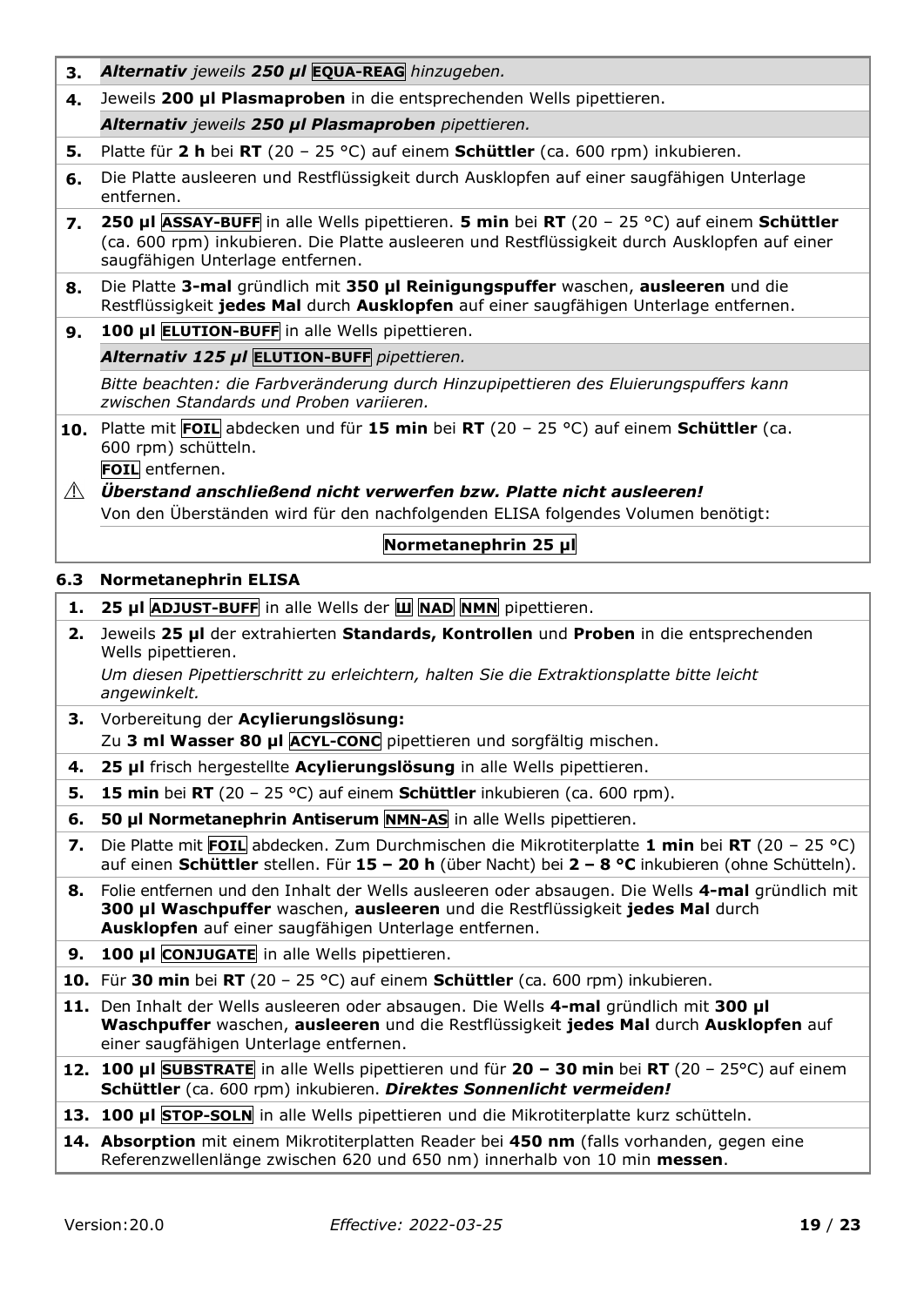| | |
|---|---|
| **3.** | ***Alternativ** jeweils **250 µl** EQUA-REAG hinzugeben.* |
| **4.** | Jeweils **200 µl Plasmaproben** in die entsprechenden Wells pipettieren. |
| | ***Alternativ** jeweils **250 µl Plasmaproben** pipettieren.* |
| **5.** | Platte für **2 h** bei **RT** (20 – 25 °C) auf einem **Schüttler** (ca. 600 rpm) inkubieren. |
| **6.** | Die Platte ausleeren und Restflüssigkeit durch Ausklopfen auf einer saugfähigen Unterlage entfernen. |
| **7.** | **250 µl ASSAY-BUFF** in alle Wells pipettieren. **5 min** bei **RT** (20 – 25 °C) auf einem **Schüttler** (ca. 600 rpm) inkubieren. Die Platte ausleeren und Restflüssigkeit durch Ausklopfen auf einer saugfähigen Unterlage entfernen. |
| **8.** | Die Platte **3-mal** gründlich mit **350 µl Reinigungspuffer** waschen, **ausleeren** und die Restflüssigkeit **jedes Mal** durch **Ausklopfen** auf einer saugfähigen Unterlage entfernen. |
| **9.** | **100 µl ELUTION-BUFF** in alle Wells pipettieren. |
| | ***Alternativ 125 µl** ELUTION-BUFF pipettieren.* |
| | *Bitte beachten: die Farbveränderung durch Hinzupipettieren des Eluierungspuffers kann zwischen Standards und Proben variieren.* |
| **10.** | Platte mit FOIL abdecken und für **15 min** bei **RT** (20 – 25 °C) auf einem **Schüttler** (ca. 600 rpm) schütteln. FOIL entfernen. |
| ⚠ | ***Überstand anschließend nicht verwerfen bzw. Platte nicht ausleeren!*** Von den Überständen wird für den nachfolgenden ELISA folgendes Volumen benötigt: |
| | **Normetanephrin 25 µl** |

### 6.3 Normetanephrin ELISA

| | |
|---|---|
| **1.** | **25 µl ADJUST-BUFF** in alle Wells der Ш NAD NMN pipettieren. |
| **2.** | Jeweils **25 µl** der extrahierten **Standards, Kontrollen** und **Proben** in die entsprechenden Wells pipettieren. *Um diesen Pipettierschritt zu erleichtern, halten Sie die Extraktionsplatte bitte leicht angewinkelt.* |
| **3.** | Vorbereitung der **Acylierungslösung:** Zu **3 ml Wasser 80 µl** ACYL-CONC pipettieren und sorgfältig mischen. |
| **4.** | **25 µl** frisch hergestellte **Acylierungslösung** in alle Wells pipettieren. |
| **5.** | **15 min** bei **RT** (20 – 25 °C) auf einem **Schüttler** inkubieren (ca. 600 rpm). |
| **6.** | **50 µl Normetanephrin Antiserum** NMN-AS in alle Wells pipettieren. |
| **7.** | Die Platte mit FOIL abdecken. Zum Durchmischen die Mikrotiterplatte **1 min** bei **RT** (20 – 25 °C) auf einen **Schüttler** stellen. Für **15 – 20 h** (über Nacht) bei **2 – 8 °C** inkubieren (ohne Schütteln). |
| **8.** | Folie entfernen und den Inhalt der Wells ausleeren oder absaugen. Die Wells **4-mal** gründlich mit **300 µl Waschpuffer** waschen, **ausleeren** und die Restflüssigkeit **jedes Mal** durch **Ausklopfen** auf einer saugfähigen Unterlage entfernen. |
| **9.** | **100 µl CONJUGATE** in alle Wells pipettieren. |
| **10.** | Für **30 min** bei **RT** (20 – 25 °C) auf einem **Schüttler** (ca. 600 rpm) inkubieren. |
| **11.** | Den Inhalt der Wells ausleeren oder absaugen. Die Wells **4-mal** gründlich mit **300 µl Waschpuffer** waschen, **ausleeren** und die Restflüssigkeit **jedes Mal** durch **Ausklopfen** auf einer saugfähigen Unterlage entfernen. |
| **12.** | **100 µl SUBSTRATE** in alle Wells pipettieren und für **20 – 30 min** bei **RT** (20 – 25°C) auf einem **Schüttler** (ca. 600 rpm) inkubieren. ***Direktes Sonnenlicht vermeiden!*** |
| **13.** | **100 µl STOP-SOLN** in alle Wells pipettieren und die Mikrotiterplatte kurz schütteln. |
| **14.** | **Absorption** mit einem Mikrotiterplatten Reader bei **450 nm** (falls vorhanden, gegen eine Referenzwellenlänge zwischen 620 und 650 nm) innerhalb von 10 min **messen**. |

Version:20.0 *Effective: 2022-03-25*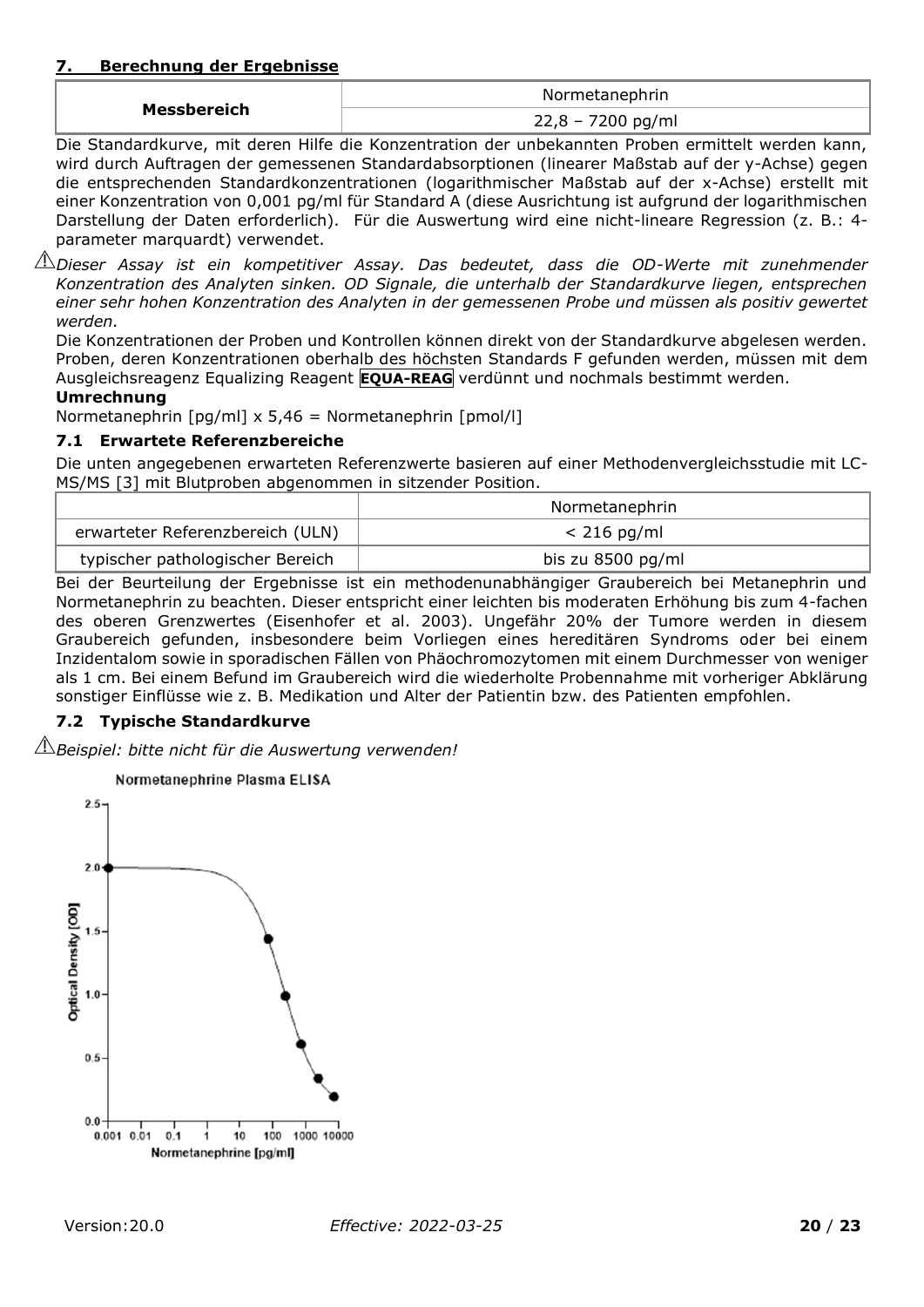## 7. Berechnung der Ergebnisse

| Messbereich | Normetanephrin |
|---|---|
| | 22,8 – 7200 pg/ml |

Die Standardkurve, mit deren Hilfe die Konzentration der unbekannten Proben ermittelt werden kann, wird durch Auftragen der gemessenen Standardabsorptionen (linearer Maßstab auf der y-Achse) gegen die entsprechenden Standardkonzentrationen (logarithmischer Maßstab auf der x-Achse) erstellt mit einer Konzentration von 0,001 pg/ml für Standard A (diese Ausrichtung ist aufgrund der logarithmischen Darstellung der Daten erforderlich). Für die Auswertung wird eine nicht-lineare Regression (z. B.: 4-parameter marquardt) verwendet.

⚠*Dieser Assay ist ein kompetitiver Assay. Das bedeutet, dass die OD-Werte mit zunehmender Konzentration des Analyten sinken. OD Signale, die unterhalb der Standardkurve liegen, entsprechen einer sehr hohen Konzentration des Analyten in der gemessenen Probe und müssen als positiv gewertet werden.*

Die Konzentrationen der Proben und Kontrollen können direkt von der Standardkurve abgelesen werden. Proben, deren Konzentrationen oberhalb des höchsten Standards F gefunden werden, müssen mit dem Ausgleichsreagenz Equalizing Reagent **EQUA-REAG** verdünnt und nochmals bestimmt werden.

**Umrechnung**

Normetanephrin [pg/ml] x 5,46 = Normetanephrin [pmol/l]

### 7.1 Erwartete Referenzbereiche

Die unten angegebenen erwarteten Referenzwerte basieren auf einer Methodenvergleichsstudie mit LC-MS/MS [3] mit Blutproben abgenommen in sitzender Position.

| | Normetanephrin |
|---|---|
| erwarteter Referenzbereich (ULN) | < 216 pg/ml |
| typischer pathologischer Bereich | bis zu 8500 pg/ml |

Bei der Beurteilung der Ergebnisse ist ein methodenunabhängiger Graubereich bei Metanephrin und Normetanephrin zu beachten. Dieser entspricht einer leichten bis moderaten Erhöhung bis zum 4-fachen des oberen Grenzwertes (Eisenhofer et al. 2003). Ungefähr 20% der Tumore werden in diesem Graubereich gefunden, insbesondere beim Vorliegen eines hereditären Syndroms oder bei einem Inzidentalom sowie in sporadischen Fällen von Phäochromozytomen mit einem Durchmesser von weniger als 1 cm. Bei einem Befund im Graubereich wird die wiederholte Probennahme mit vorheriger Abklärung sonstiger Einflüsse wie z. B. Medikation und Alter der Patientin bzw. des Patienten empfohlen.

### 7.2 Typische Standardkurve

⚠*Beispiel: bitte nicht für die Auswertung verwenden!*

Normetanephrine Plasma ELISA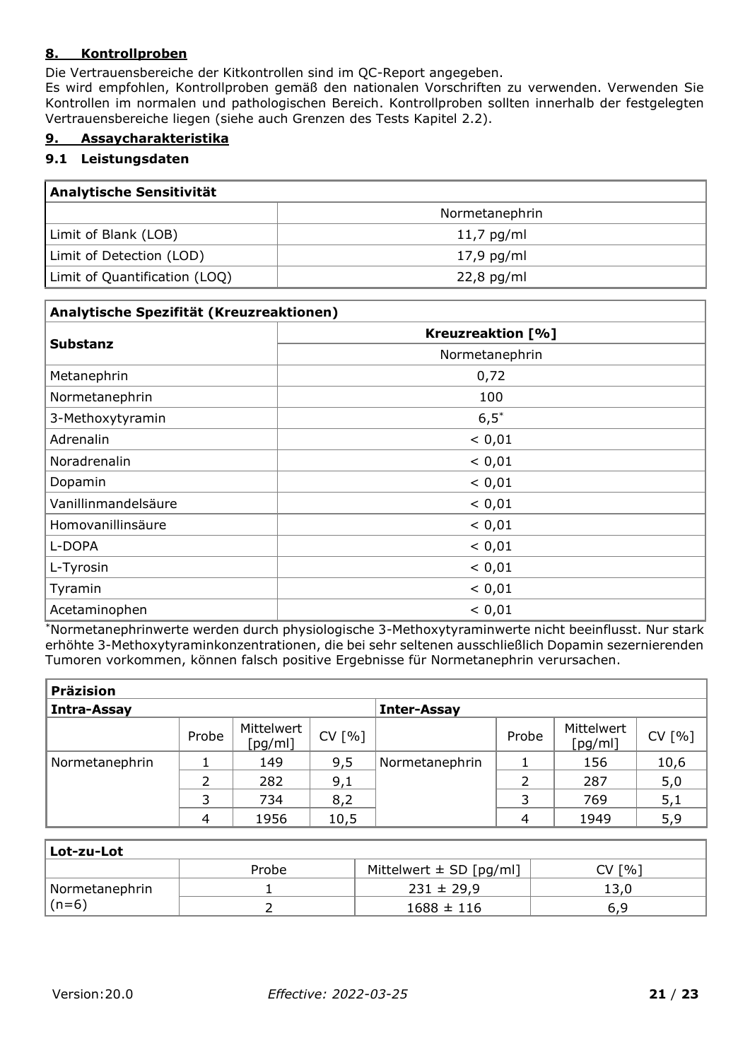## 8. Kontrollproben

Die Vertrauensbereiche der Kitkontrollen sind im QC-Report angegeben.
Es wird empfohlen, Kontrollproben gemäß den nationalen Vorschriften zu verwenden. Verwenden Sie Kontrollen im normalen und pathologischen Bereich. Kontrollproben sollten innerhalb der festgelegten Vertrauensbereiche liegen (siehe auch Grenzen des Tests Kapitel 2.2).

## 9. Assaycharakteristika

### 9.1 Leistungsdaten

| **Analytische Sensitivität** | |
|---|---|
| | Normetanephrin |
| Limit of Blank (LOB) | 11,7 pg/ml |
| Limit of Detection (LOD) | 17,9 pg/ml |
| Limit of Quantification (LOQ) | 22,8 pg/ml |

| **Analytische Spezifität (Kreuzreaktionen)** | |
|---|---|
| **Substanz** | **Kreuzreaktion [%]** |
| | Normetanephrin |
| Metanephrin | 0,72 |
| Normetanephrin | 100 |
| 3-Methoxytyramin | 6,5* |
| Adrenalin | < 0,01 |
| Noradrenalin | < 0,01 |
| Dopamin | < 0,01 |
| Vanillinmandelsäure | < 0,01 |
| Homovanillinsäure | < 0,01 |
| L-DOPA | < 0,01 |
| L-Tyrosin | < 0,01 |
| Tyramin | < 0,01 |
| Acetaminophen | < 0,01 |

*Normetanephrinwerte werden durch physiologische 3-Methoxytyraminwerte nicht beeinflusst. Nur stark erhöhte 3-Methoxytyraminkonzentrationen, die bei sehr seltenen ausschließlich Dopamin sezernierenden Tumoren vorkommen, können falsch positive Ergebnisse für Normetanephrin verursachen.

| **Präzision** | | | | | | | |
|---|---|---|---|---|---|---|---|
| **Intra-Assay** | | | | **Inter-Assay** | | | |
| | Probe | Mittelwert [pg/ml] | CV [%] | | Probe | Mittelwert [pg/ml] | CV [%] |
| Normetanephrin | 1 | 149 | 9,5 | Normetanephrin | 1 | 156 | 10,6 |
| | 2 | 282 | 9,1 | | 2 | 287 | 5,0 |
| | 3 | 734 | 8,2 | | 3 | 769 | 5,1 |
| | 4 | 1956 | 10,5 | | 4 | 1949 | 5,9 |

| **Lot-zu-Lot** | | | |
|---|---|---|---|
| | Probe | Mittelwert ± SD [pg/ml] | CV [%] |
| Normetanephrin (n=6) | 1 | 231 ± 29,9 | 13,0 |
| | 2 | 1688 ± 116 | 6,9 |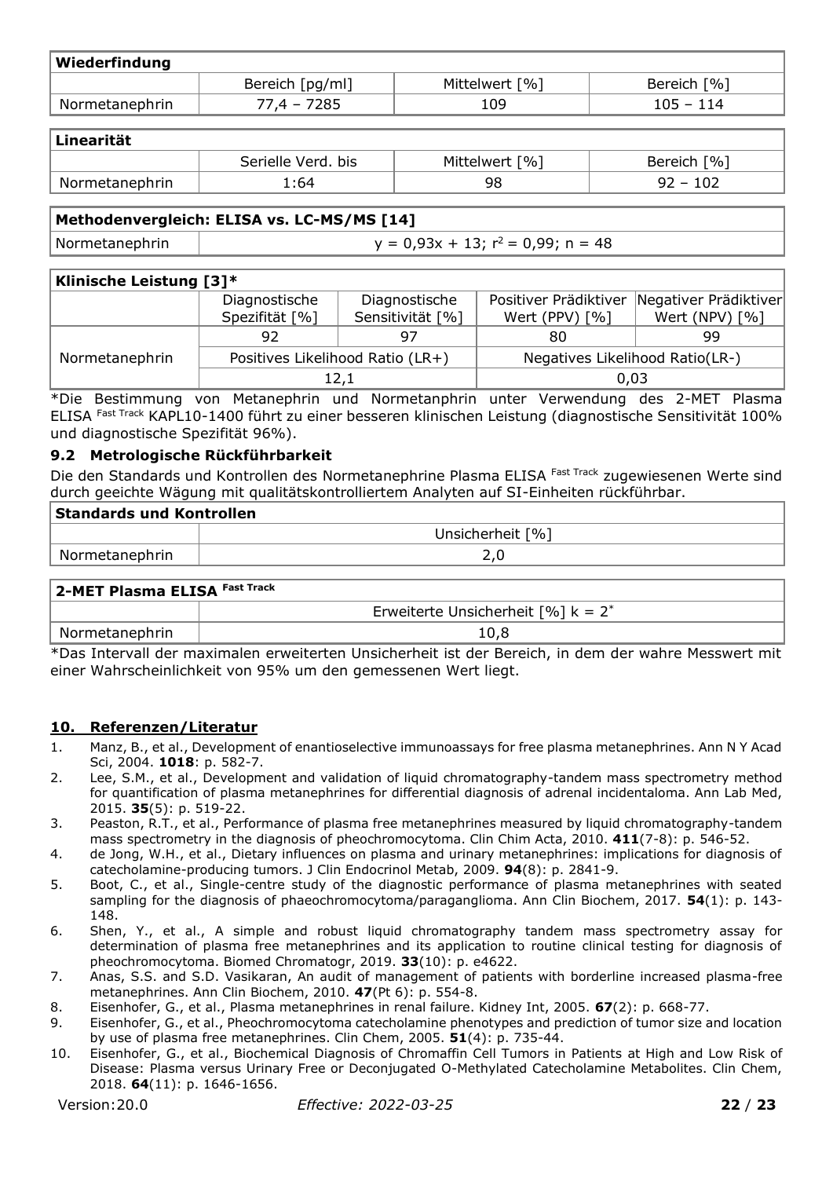| Wiederfindung | | | |
|---|---|---|---|
| | Bereich [pg/ml] | Mittelwert [%] | Bereich [%] |
| Normetanephrin | 77,4 – 7285 | 109 | 105 – 114 |

| Linearität | | | |
|---|---|---|---|
| | Serielle Verd. bis | Mittelwert [%] | Bereich [%] |
| Normetanephrin | 1:64 | 98 | 92 – 102 |

| Methodenvergleich: ELISA vs. LC-MS/MS [14] | |
|---|---|
| Normetanephrin | $y = 0{,}93x + 13$; $r^2 = 0{,}99$; $n = 48$ |

| Klinische Leistung [3]* | | | | |
|---|---|---|---|---|
| | Diagnostische Spezifität [%] | Diagnostische Sensitivität [%] | Positiver Prädiktiver Wert (PPV) [%] | Negativer Prädiktiver Wert (NPV) [%] |
| Normetanephrin | 92 | 97 | 80 | 99 |
| | Positives Likelihood Ratio (LR+) | | Negatives Likelihood Ratio(LR-) | |
| | 12,1 | | 0,03 | |

*Die Bestimmung von Metanephrin und Normetanphrin unter Verwendung des 2-MET Plasma ELISA Fast Track KAPL10-1400 führt zu einer besseren klinischen Leistung (diagnostische Sensitivität 100% und diagnostische Spezifität 96%).

### 9.2 Metrologische Rückführbarkeit

Die den Standards und Kontrollen des Normetanephrine Plasma ELISA Fast Track zugewiesenen Werte sind durch geeichte Wägung mit qualitätskontrolliertem Analyten auf SI-Einheiten rückführbar.

| Standards und Kontrollen | |
|---|---|
| | Unsicherheit [%] |
| Normetanephrin | 2,0 |

| 2-MET Plasma ELISA Fast Track | |
|---|---|
| | Erweiterte Unsicherheit [%] $k = 2$* |
| Normetanephrin | 10,8 |

*Das Intervall der maximalen erweiterten Unsicherheit ist der Bereich, in dem der wahre Messwert mit einer Wahrscheinlichkeit von 95% um den gemessenen Wert liegt.

## 10. Referenzen/Literatur

1. Manz, B., et al., Development of enantioselective immunoassays for free plasma metanephrines. Ann N Y Acad Sci, 2004. **1018**: p. 582-7.
2. Lee, S.M., et al., Development and validation of liquid chromatography-tandem mass spectrometry method for quantification of plasma metanephrines for differential diagnosis of adrenal incidentaloma. Ann Lab Med, 2015. **35**(5): p. 519-22.
3. Peaston, R.T., et al., Performance of plasma free metanephrines measured by liquid chromatography-tandem mass spectrometry in the diagnosis of pheochromocytoma. Clin Chim Acta, 2010. **411**(7-8): p. 546-52.
4. de Jong, W.H., et al., Dietary influences on plasma and urinary metanephrines: implications for diagnosis of catecholamine-producing tumors. J Clin Endocrinol Metab, 2009. **94**(8): p. 2841-9.
5. Boot, C., et al., Single-centre study of the diagnostic performance of plasma metanephrines with seated sampling for the diagnosis of phaeochromocytoma/paraganglioma. Ann Clin Biochem, 2017. **54**(1): p. 143-148.
6. Shen, Y., et al., A simple and robust liquid chromatography tandem mass spectrometry assay for determination of plasma free metanephrines and its application to routine clinical testing for diagnosis of pheochromocytoma. Biomed Chromatogr, 2019. **33**(10): p. e4622.
7. Anas, S.S. and S.D. Vasikaran, An audit of management of patients with borderline increased plasma-free metanephrines. Ann Clin Biochem, 2010. **47**(Pt 6): p. 554-8.
8. Eisenhofer, G., et al., Plasma metanephrines in renal failure. Kidney Int, 2005. **67**(2): p. 668-77.
9. Eisenhofer, G., et al., Pheochromocytoma catecholamine phenotypes and prediction of tumor size and location by use of plasma free metanephrines. Clin Chem, 2005. **51**(4): p. 735-44.
10. Eisenhofer, G., et al., Biochemical Diagnosis of Chromaffin Cell Tumors in Patients at High and Low Risk of Disease: Plasma versus Urinary Free or Deconjugated O-Methylated Catecholamine Metabolites. Clin Chem, 2018. **64**(11): p. 1646-1656.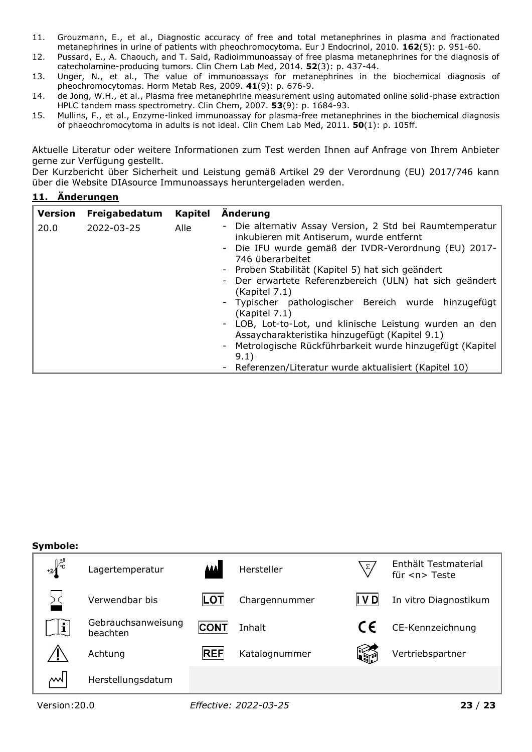11. Grouzmann, E., et al., Diagnostic accuracy of free and total metanephrines in plasma and fractionated metanephrines in urine of patients with pheochromocytoma. Eur J Endocrinol, 2010. **162**(5): p. 951-60.
12. Pussard, E., A. Chaouch, and T. Said, Radioimmunoassay of free plasma metanephrines for the diagnosis of catecholamine-producing tumors. Clin Chem Lab Med, 2014. **52**(3): p. 437-44.
13. Unger, N., et al., The value of immunoassays for metanephrines in the biochemical diagnosis of pheochromocytomas. Horm Metab Res, 2009. **41**(9): p. 676-9.
14. de Jong, W.H., et al., Plasma free metanephrine measurement using automated online solid-phase extraction HPLC tandem mass spectrometry. Clin Chem, 2007. **53**(9): p. 1684-93.
15. Mullins, F., et al., Enzyme-linked immunoassay for plasma-free metanephrines in the biochemical diagnosis of phaeochromocytoma in adults is not ideal. Clin Chem Lab Med, 2011. **50**(1): p. 105ff.

Aktuelle Literatur oder weitere Informationen zum Test werden Ihnen auf Anfrage von Ihrem Anbieter gerne zur Verfügung gestellt.
Der Kurzbericht über Sicherheit und Leistung gemäß Artikel 29 der Verordnung (EU) 2017/746 kann über die Website DIAsource Immunoassays heruntergeladen werden.

## 11. Änderungen

| Version | Freigabedatum | Kapitel | Änderung |
|---|---|---|---|
| 20.0 | 2022-03-25 | Alle | - Die alternativ Assay Version, 2 Std bei Raumtemperatur inkubieren mit Antiserum, wurde entfernt<br>- Die IFU wurde gemäß der IVDR-Verordnung (EU) 2017-746 überarbeitet<br>- Proben Stabilität (Kapitel 5) hat sich geändert<br>- Der erwartete Referenzbereich (ULN) hat sich geändert (Kapitel 7.1)<br>- Typischer pathologischer Bereich wurde hinzugefügt (Kapitel 7.1)<br>- LOB, Lot-to-Lot, und klinische Leistung wurden an den Assaycharakteristika hinzugefügt (Kapitel 9.1)<br>- Metrologische Rückführbarkeit wurde hinzugefügt (Kapitel 9.1)<br>- Referenzen/Literatur wurde aktualisiert (Kapitel 10) |

**Symbole:**

| | | | | | |
|---|---|---|---|---|---|
| +2 °C / +8 | Lagertemperatur | | Hersteller | Σ | Enthält Testmaterial für <n> Teste |
| | Verwendbar bis | LOT | Chargennummer | IVD | In vitro Diagnostikum |
| i | Gebrauchsanweisung beachten | CONT | Inhalt | CE | CE-Kennzeichnung |
| ⚠ | Achtung | REF | Katalognummer | | Vertriebspartner |
| | Herstellungsdatum | | | | |